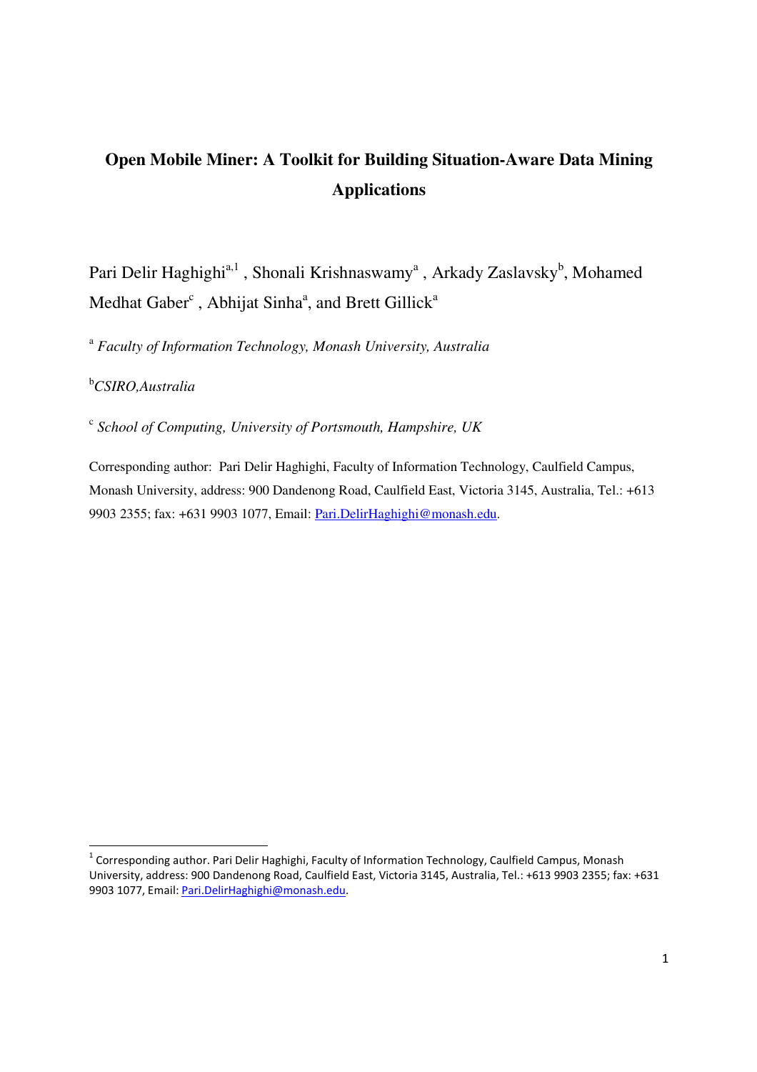# Open Mobile Miner: A Toolkit for Building Situation-Aware Data Mining Applications

Pari Delir Haghighi[a,1] , Shonali Krishnaswamy[a] , Arkady Zaslavsky[b], Mohamed Medhat Gaber[c] , Abhijat Sinha[a], and Brett Gillick[a]

[a] *Faculty of Information Technology, Monash University, Australia*

[b]*CSIRO,Australia*

[c] *School of Computing, University of Portsmouth, Hampshire, UK*

Corresponding author: Pari Delir Haghighi, Faculty of Information Technology, Caulfield Campus, Monash University, address: 900 Dandenong Road, Caulfield East, Victoria 3145, Australia, Tel.: +613 9903 2355; fax: +631 9903 1077, Email: Pari.DelirHaghighi@monash.edu.

[1] Corresponding author. Pari Delir Haghighi, Faculty of Information Technology, Caulfield Campus, Monash University, address: 900 Dandenong Road, Caulfield East, Victoria 3145, Australia, Tel.: +613 9903 2355; fax: +631 9903 1077, Email: Pari.DelirHaghighi@monash.edu.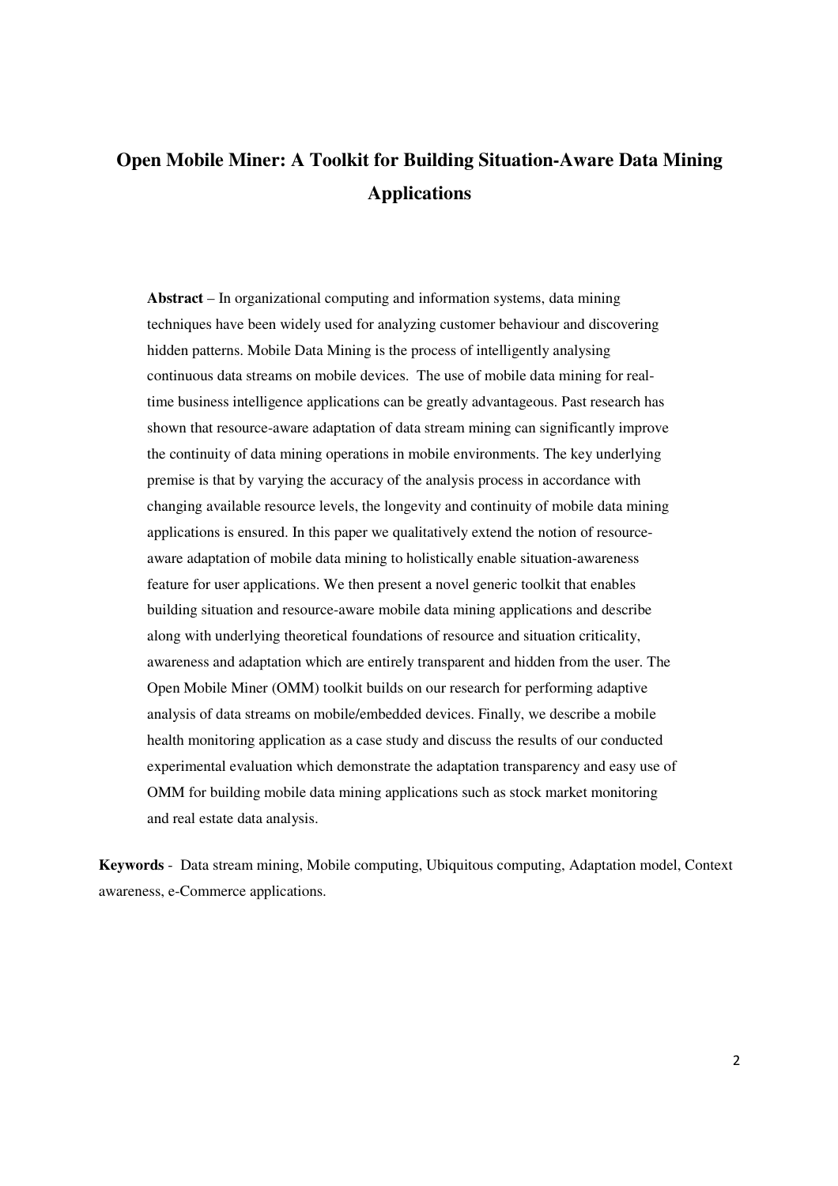# Open Mobile Miner: A Toolkit for Building Situation-Aware Data Mining Applications

**Abstract** – In organizational computing and information systems, data mining techniques have been widely used for analyzing customer behaviour and discovering hidden patterns. Mobile Data Mining is the process of intelligently analysing continuous data streams on mobile devices. The use of mobile data mining for real-time business intelligence applications can be greatly advantageous. Past research has shown that resource-aware adaptation of data stream mining can significantly improve the continuity of data mining operations in mobile environments. The key underlying premise is that by varying the accuracy of the analysis process in accordance with changing available resource levels, the longevity and continuity of mobile data mining applications is ensured. In this paper we qualitatively extend the notion of resource-aware adaptation of mobile data mining to holistically enable situation-awareness feature for user applications. We then present a novel generic toolkit that enables building situation and resource-aware mobile data mining applications and describe along with underlying theoretical foundations of resource and situation criticality, awareness and adaptation which are entirely transparent and hidden from the user. The Open Mobile Miner (OMM) toolkit builds on our research for performing adaptive analysis of data streams on mobile/embedded devices. Finally, we describe a mobile health monitoring application as a case study and discuss the results of our conducted experimental evaluation which demonstrate the adaptation transparency and easy use of OMM for building mobile data mining applications such as stock market monitoring and real estate data analysis.

**Keywords** - Data stream mining, Mobile computing, Ubiquitous computing, Adaptation model, Context awareness, e-Commerce applications.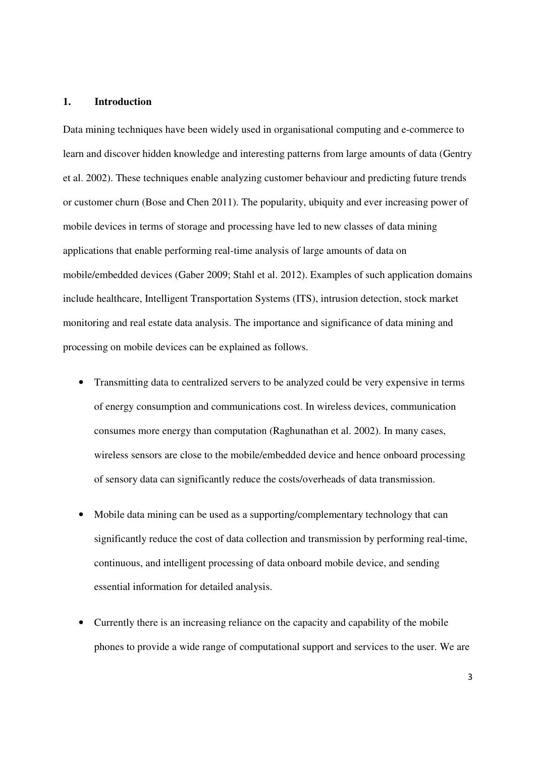## 1. Introduction

Data mining techniques have been widely used in organisational computing and e-commerce to learn and discover hidden knowledge and interesting patterns from large amounts of data (Gentry et al. 2002). These techniques enable analyzing customer behaviour and predicting future trends or customer churn (Bose and Chen 2011). The popularity, ubiquity and ever increasing power of mobile devices in terms of storage and processing have led to new classes of data mining applications that enable performing real-time analysis of large amounts of data on mobile/embedded devices (Gaber 2009; Stahl et al. 2012). Examples of such application domains include healthcare, Intelligent Transportation Systems (ITS), intrusion detection, stock market monitoring and real estate data analysis. The importance and significance of data mining and processing on mobile devices can be explained as follows.

- Transmitting data to centralized servers to be analyzed could be very expensive in terms of energy consumption and communications cost. In wireless devices, communication consumes more energy than computation (Raghunathan et al. 2002). In many cases, wireless sensors are close to the mobile/embedded device and hence onboard processing of sensory data can significantly reduce the costs/overheads of data transmission.
- Mobile data mining can be used as a supporting/complementary technology that can significantly reduce the cost of data collection and transmission by performing real-time, continuous, and intelligent processing of data onboard mobile device, and sending essential information for detailed analysis.
- Currently there is an increasing reliance on the capacity and capability of the mobile phones to provide a wide range of computational support and services to the user. We are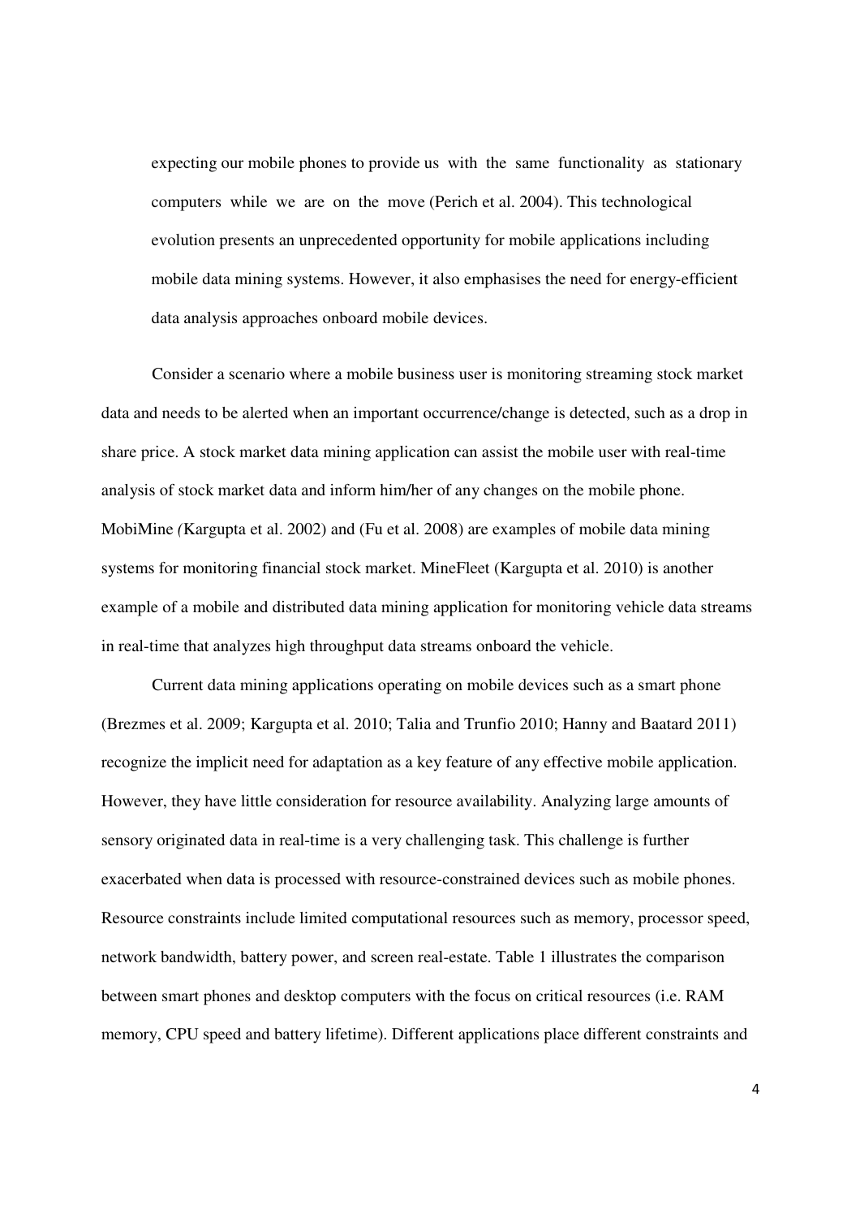expecting our mobile phones to provide us with the same functionality as stationary computers while we are on the move (Perich et al. 2004). This technological evolution presents an unprecedented opportunity for mobile applications including mobile data mining systems. However, it also emphasises the need for energy-efficient data analysis approaches onboard mobile devices.

Consider a scenario where a mobile business user is monitoring streaming stock market data and needs to be alerted when an important occurrence/change is detected, such as a drop in share price. A stock market data mining application can assist the mobile user with real-time analysis of stock market data and inform him/her of any changes on the mobile phone. MobiMine *(*Kargupta et al. 2002) and (Fu et al. 2008) are examples of mobile data mining systems for monitoring financial stock market. MineFleet (Kargupta et al. 2010) is another example of a mobile and distributed data mining application for monitoring vehicle data streams in real-time that analyzes high throughput data streams onboard the vehicle.

Current data mining applications operating on mobile devices such as a smart phone (Brezmes et al. 2009; Kargupta et al. 2010; Talia and Trunfio 2010; Hanny and Baatard 2011) recognize the implicit need for adaptation as a key feature of any effective mobile application. However, they have little consideration for resource availability. Analyzing large amounts of sensory originated data in real-time is a very challenging task. This challenge is further exacerbated when data is processed with resource-constrained devices such as mobile phones. Resource constraints include limited computational resources such as memory, processor speed, network bandwidth, battery power, and screen real-estate. Table 1 illustrates the comparison between smart phones and desktop computers with the focus on critical resources (i.e. RAM memory, CPU speed and battery lifetime). Different applications place different constraints and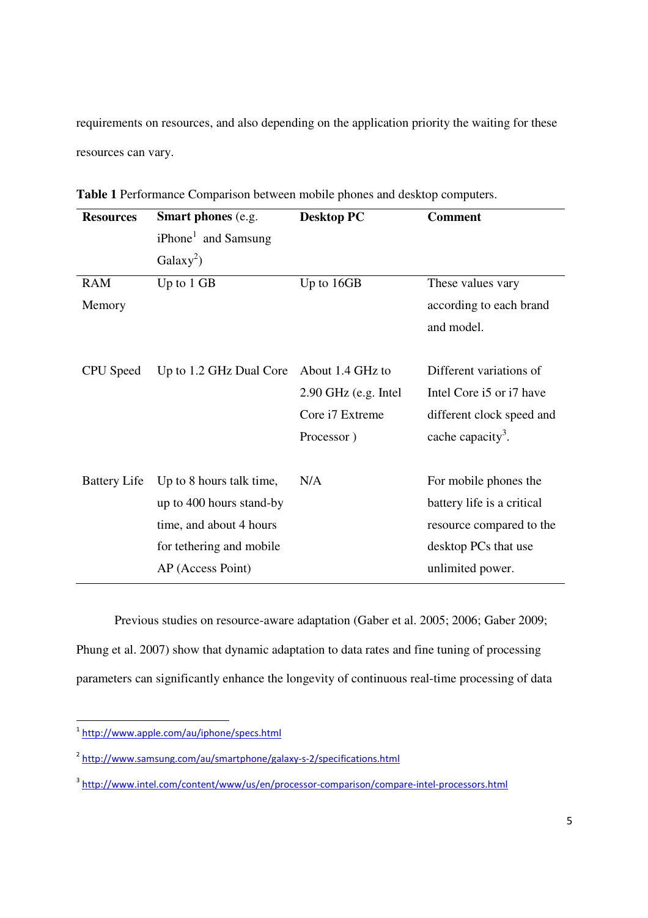requirements on resources, and also depending on the application priority the waiting for these resources can vary.

**Table 1** Performance Comparison between mobile phones and desktop computers.

| **Resources** | **Smart phones** (e.g. iPhone[1] and Samsung Galaxy[2]) | **Desktop PC** | **Comment** |
|---|---|---|---|
| RAM Memory | Up to 1 GB | Up to 16GB | These values vary according to each brand and model. |
| CPU Speed | Up to 1.2 GHz Dual Core | About 1.4 GHz to 2.90 GHz (e.g. Intel Core i7 Extreme Processor ) | Different variations of Intel Core i5 or i7 have different clock speed and cache capacity[3]. |
| Battery Life | Up to 8 hours talk time, up to 400 hours stand-by time, and about 4 hours for tethering and mobile AP (Access Point) | N/A | For mobile phones the battery life is a critical resource compared to the desktop PCs that use unlimited power. |

Previous studies on resource-aware adaptation (Gaber et al. 2005; 2006; Gaber 2009; Phung et al. 2007) show that dynamic adaptation to data rates and fine tuning of processing parameters can significantly enhance the longevity of continuous real-time processing of data

[1] http://www.apple.com/au/iphone/specs.html

[2] http://www.samsung.com/au/smartphone/galaxy-s-2/specifications.html

[3] http://www.intel.com/content/www/us/en/processor-comparison/compare-intel-processors.html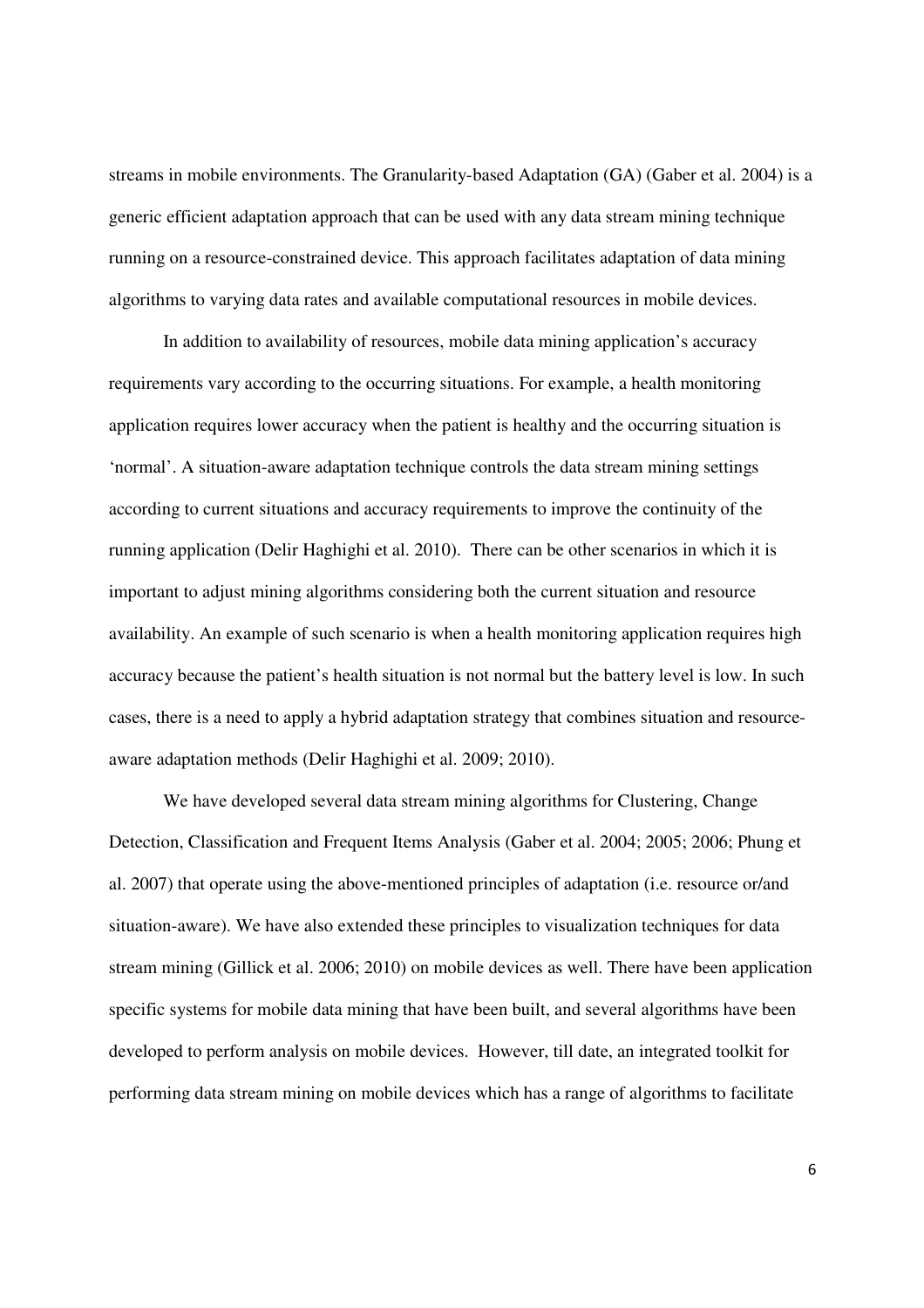streams in mobile environments. The Granularity-based Adaptation (GA) (Gaber et al. 2004) is a generic efficient adaptation approach that can be used with any data stream mining technique running on a resource-constrained device. This approach facilitates adaptation of data mining algorithms to varying data rates and available computational resources in mobile devices.

In addition to availability of resources, mobile data mining application's accuracy requirements vary according to the occurring situations. For example, a health monitoring application requires lower accuracy when the patient is healthy and the occurring situation is 'normal'. A situation-aware adaptation technique controls the data stream mining settings according to current situations and accuracy requirements to improve the continuity of the running application (Delir Haghighi et al. 2010). There can be other scenarios in which it is important to adjust mining algorithms considering both the current situation and resource availability. An example of such scenario is when a health monitoring application requires high accuracy because the patient's health situation is not normal but the battery level is low. In such cases, there is a need to apply a hybrid adaptation strategy that combines situation and resource-aware adaptation methods (Delir Haghighi et al. 2009; 2010).

We have developed several data stream mining algorithms for Clustering, Change Detection, Classification and Frequent Items Analysis (Gaber et al. 2004; 2005; 2006; Phung et al. 2007) that operate using the above-mentioned principles of adaptation (i.e. resource or/and situation-aware). We have also extended these principles to visualization techniques for data stream mining (Gillick et al. 2006; 2010) on mobile devices as well. There have been application specific systems for mobile data mining that have been built, and several algorithms have been developed to perform analysis on mobile devices. However, till date, an integrated toolkit for performing data stream mining on mobile devices which has a range of algorithms to facilitate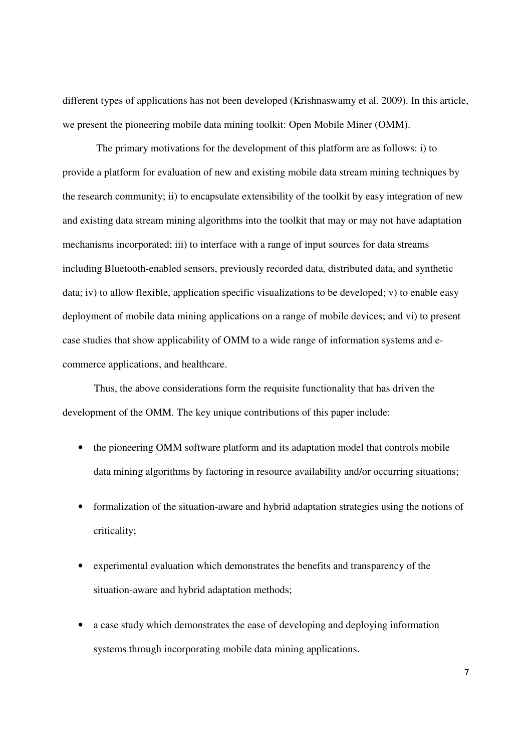different types of applications has not been developed (Krishnaswamy et al. 2009). In this article, we present the pioneering mobile data mining toolkit: Open Mobile Miner (OMM).

The primary motivations for the development of this platform are as follows: i) to provide a platform for evaluation of new and existing mobile data stream mining techniques by the research community; ii) to encapsulate extensibility of the toolkit by easy integration of new and existing data stream mining algorithms into the toolkit that may or may not have adaptation mechanisms incorporated; iii) to interface with a range of input sources for data streams including Bluetooth-enabled sensors, previously recorded data, distributed data, and synthetic data; iv) to allow flexible, application specific visualizations to be developed; v) to enable easy deployment of mobile data mining applications on a range of mobile devices; and vi) to present case studies that show applicability of OMM to a wide range of information systems and e-commerce applications, and healthcare.

Thus, the above considerations form the requisite functionality that has driven the development of the OMM. The key unique contributions of this paper include:

- the pioneering OMM software platform and its adaptation model that controls mobile data mining algorithms by factoring in resource availability and/or occurring situations;
- formalization of the situation-aware and hybrid adaptation strategies using the notions of criticality;
- experimental evaluation which demonstrates the benefits and transparency of the situation-aware and hybrid adaptation methods;
- a case study which demonstrates the ease of developing and deploying information systems through incorporating mobile data mining applications.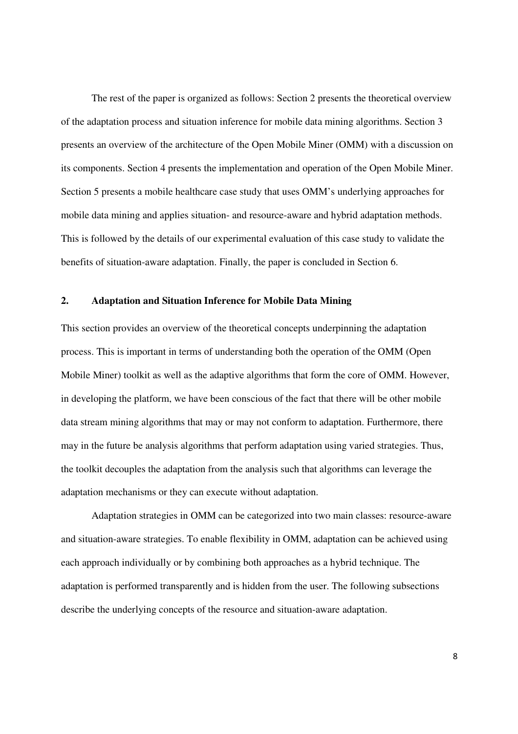The rest of the paper is organized as follows: Section 2 presents the theoretical overview of the adaptation process and situation inference for mobile data mining algorithms. Section 3 presents an overview of the architecture of the Open Mobile Miner (OMM) with a discussion on its components. Section 4 presents the implementation and operation of the Open Mobile Miner. Section 5 presents a mobile healthcare case study that uses OMM's underlying approaches for mobile data mining and applies situation- and resource-aware and hybrid adaptation methods. This is followed by the details of our experimental evaluation of this case study to validate the benefits of situation-aware adaptation. Finally, the paper is concluded in Section 6.

## 2. Adaptation and Situation Inference for Mobile Data Mining

This section provides an overview of the theoretical concepts underpinning the adaptation process. This is important in terms of understanding both the operation of the OMM (Open Mobile Miner) toolkit as well as the adaptive algorithms that form the core of OMM. However, in developing the platform, we have been conscious of the fact that there will be other mobile data stream mining algorithms that may or may not conform to adaptation. Furthermore, there may in the future be analysis algorithms that perform adaptation using varied strategies. Thus, the toolkit decouples the adaptation from the analysis such that algorithms can leverage the adaptation mechanisms or they can execute without adaptation.

Adaptation strategies in OMM can be categorized into two main classes: resource-aware and situation-aware strategies. To enable flexibility in OMM, adaptation can be achieved using each approach individually or by combining both approaches as a hybrid technique. The adaptation is performed transparently and is hidden from the user. The following subsections describe the underlying concepts of the resource and situation-aware adaptation.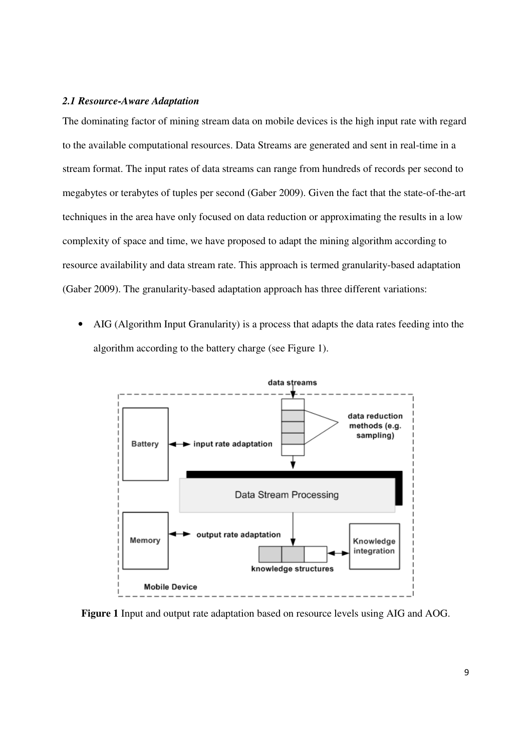*2.1 Resource-Aware Adaptation*

The dominating factor of mining stream data on mobile devices is the high input rate with regard to the available computational resources. Data Streams are generated and sent in real-time in a stream format. The input rates of data streams can range from hundreds of records per second to megabytes or terabytes of tuples per second (Gaber 2009). Given the fact that the state-of-the-art techniques in the area have only focused on data reduction or approximating the results in a low complexity of space and time, we have proposed to adapt the mining algorithm according to resource availability and data stream rate. This approach is termed granularity-based adaptation (Gaber 2009). The granularity-based adaptation approach has three different variations:

- AIG (Algorithm Input Granularity) is a process that adapts the data rates feeding into the algorithm according to the battery charge (see Figure 1).

**Figure 1** Input and output rate adaptation based on resource levels using AIG and AOG.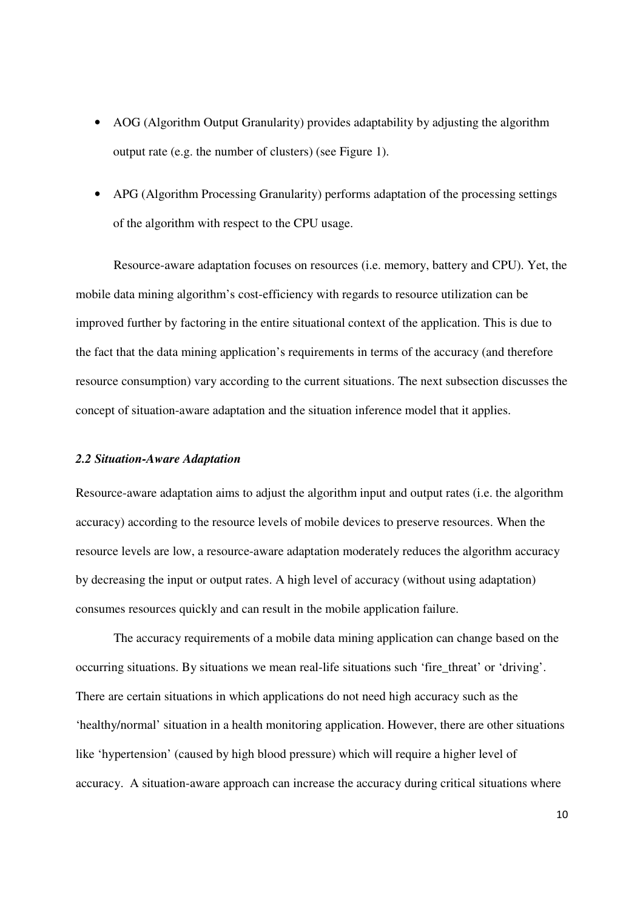- AOG (Algorithm Output Granularity) provides adaptability by adjusting the algorithm output rate (e.g. the number of clusters) (see Figure 1).
- APG (Algorithm Processing Granularity) performs adaptation of the processing settings of the algorithm with respect to the CPU usage.

Resource-aware adaptation focuses on resources (i.e. memory, battery and CPU). Yet, the mobile data mining algorithm's cost-efficiency with regards to resource utilization can be improved further by factoring in the entire situational context of the application. This is due to the fact that the data mining application's requirements in terms of the accuracy (and therefore resource consumption) vary according to the current situations. The next subsection discusses the concept of situation-aware adaptation and the situation inference model that it applies.

### *2.2 Situation-Aware Adaptation*

Resource-aware adaptation aims to adjust the algorithm input and output rates (i.e. the algorithm accuracy) according to the resource levels of mobile devices to preserve resources. When the resource levels are low, a resource-aware adaptation moderately reduces the algorithm accuracy by decreasing the input or output rates. A high level of accuracy (without using adaptation) consumes resources quickly and can result in the mobile application failure.

The accuracy requirements of a mobile data mining application can change based on the occurring situations. By situations we mean real-life situations such 'fire_threat' or 'driving'. There are certain situations in which applications do not need high accuracy such as the 'healthy/normal' situation in a health monitoring application. However, there are other situations like 'hypertension' (caused by high blood pressure) which will require a higher level of accuracy. A situation-aware approach can increase the accuracy during critical situations where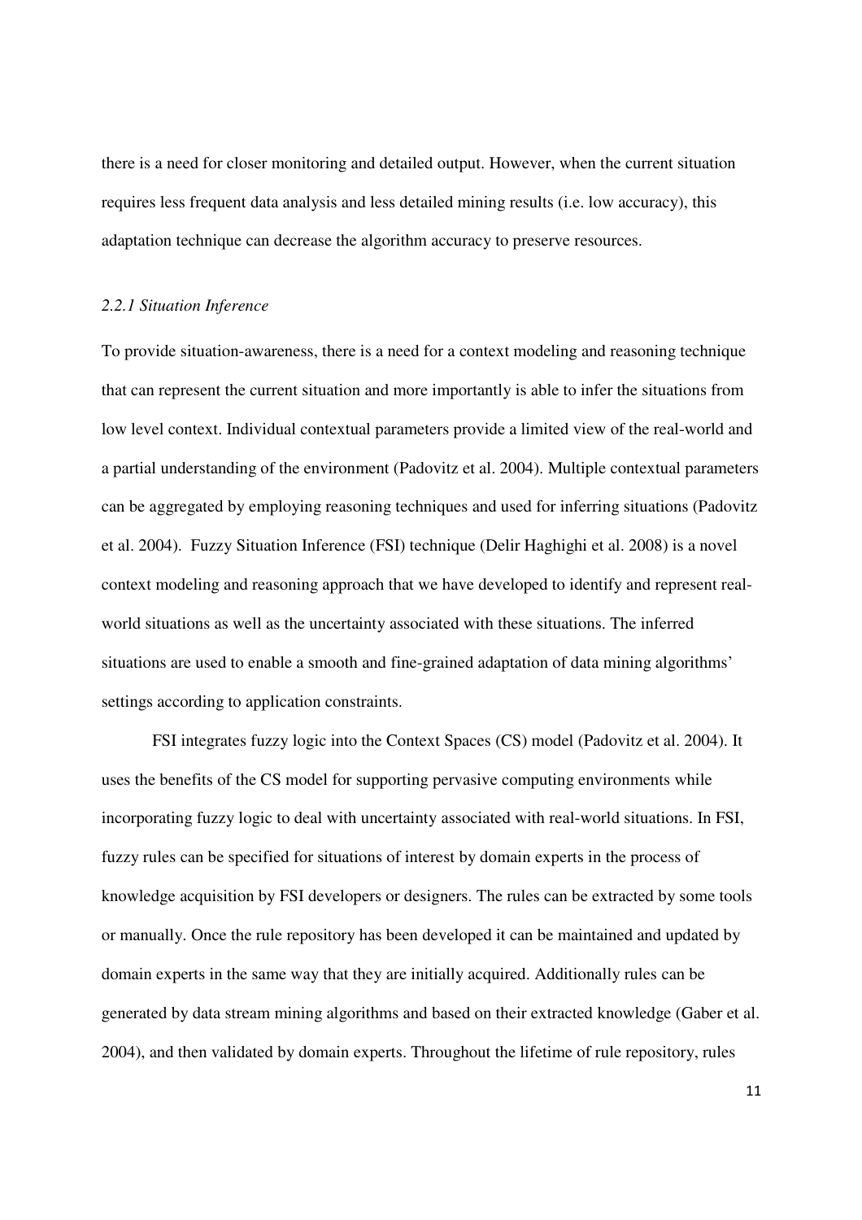there is a need for closer monitoring and detailed output. However, when the current situation requires less frequent data analysis and less detailed mining results (i.e. low accuracy), this adaptation technique can decrease the algorithm accuracy to preserve resources.

### *2.2.1 Situation Inference*

To provide situation-awareness, there is a need for a context modeling and reasoning technique that can represent the current situation and more importantly is able to infer the situations from low level context. Individual contextual parameters provide a limited view of the real-world and a partial understanding of the environment (Padovitz et al. 2004). Multiple contextual parameters can be aggregated by employing reasoning techniques and used for inferring situations (Padovitz et al. 2004). Fuzzy Situation Inference (FSI) technique (Delir Haghighi et al. 2008) is a novel context modeling and reasoning approach that we have developed to identify and represent real-world situations as well as the uncertainty associated with these situations. The inferred situations are used to enable a smooth and fine-grained adaptation of data mining algorithms' settings according to application constraints.

FSI integrates fuzzy logic into the Context Spaces (CS) model (Padovitz et al. 2004). It uses the benefits of the CS model for supporting pervasive computing environments while incorporating fuzzy logic to deal with uncertainty associated with real-world situations. In FSI, fuzzy rules can be specified for situations of interest by domain experts in the process of knowledge acquisition by FSI developers or designers. The rules can be extracted by some tools or manually. Once the rule repository has been developed it can be maintained and updated by domain experts in the same way that they are initially acquired. Additionally rules can be generated by data stream mining algorithms and based on their extracted knowledge (Gaber et al. 2004), and then validated by domain experts. Throughout the lifetime of rule repository, rules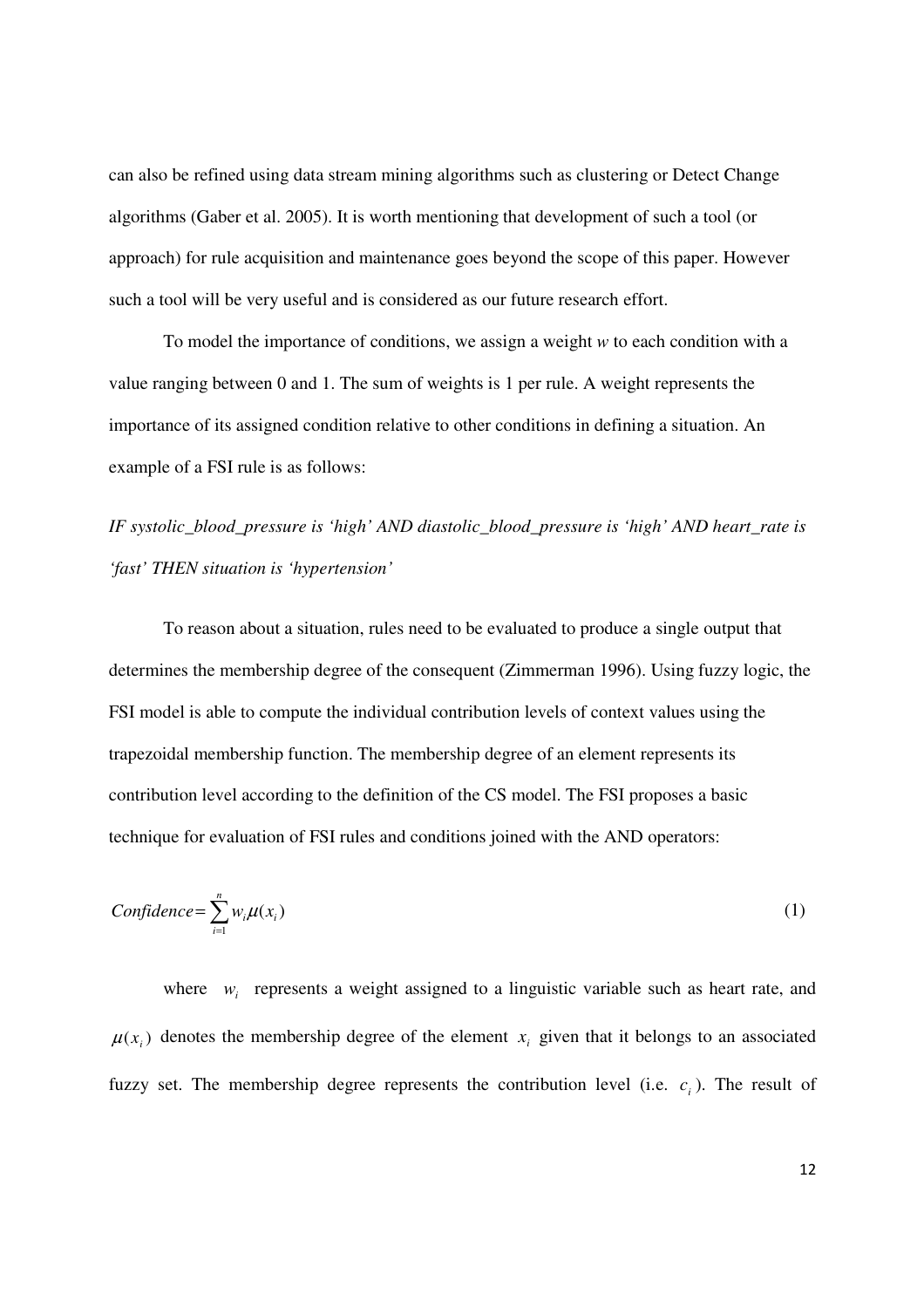can also be refined using data stream mining algorithms such as clustering or Detect Change algorithms (Gaber et al. 2005). It is worth mentioning that development of such a tool (or approach) for rule acquisition and maintenance goes beyond the scope of this paper. However such a tool will be very useful and is considered as our future research effort.

To model the importance of conditions, we assign a weight *w* to each condition with a value ranging between 0 and 1. The sum of weights is 1 per rule. A weight represents the importance of its assigned condition relative to other conditions in defining a situation. An example of a FSI rule is as follows:

*IF systolic_blood_pressure is 'high' AND diastolic_blood_pressure is 'high' AND heart_rate is 'fast' THEN situation is 'hypertension'*

To reason about a situation, rules need to be evaluated to produce a single output that determines the membership degree of the consequent (Zimmerman 1996). Using fuzzy logic, the FSI model is able to compute the individual contribution levels of context values using the trapezoidal membership function. The membership degree of an element represents its contribution level according to the definition of the CS model. The FSI proposes a basic technique for evaluation of FSI rules and conditions joined with the AND operators:

$$Confidence = \sum_{i=1}^{n} w_i \mu(x_i) \tag{1}$$

where $w_i$ represents a weight assigned to a linguistic variable such as heart rate, and $\mu(x_i)$ denotes the membership degree of the element $x_i$ given that it belongs to an associated fuzzy set. The membership degree represents the contribution level (i.e. $c_i$). The result of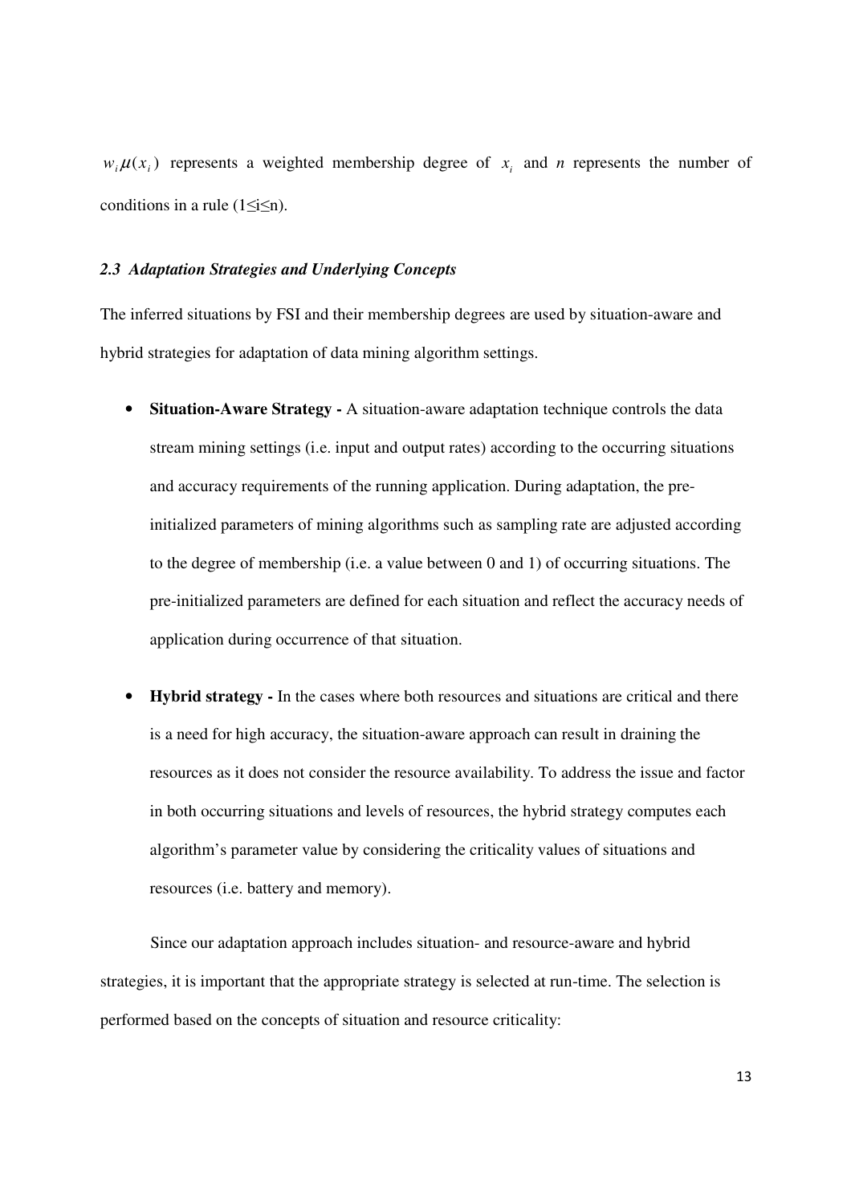$w_i \mu(x_i)$ represents a weighted membership degree of $x_i$ and $n$ represents the number of conditions in a rule ($1 \leq i \leq n$).

### *2.3 Adaptation Strategies and Underlying Concepts*

The inferred situations by FSI and their membership degrees are used by situation-aware and hybrid strategies for adaptation of data mining algorithm settings.

- **Situation-Aware Strategy -** A situation-aware adaptation technique controls the data stream mining settings (i.e. input and output rates) according to the occurring situations and accuracy requirements of the running application. During adaptation, the pre-initialized parameters of mining algorithms such as sampling rate are adjusted according to the degree of membership (i.e. a value between 0 and 1) of occurring situations. The pre-initialized parameters are defined for each situation and reflect the accuracy needs of application during occurrence of that situation.

- **Hybrid strategy -** In the cases where both resources and situations are critical and there is a need for high accuracy, the situation-aware approach can result in draining the resources as it does not consider the resource availability. To address the issue and factor in both occurring situations and levels of resources, the hybrid strategy computes each algorithm's parameter value by considering the criticality values of situations and resources (i.e. battery and memory).

Since our adaptation approach includes situation- and resource-aware and hybrid strategies, it is important that the appropriate strategy is selected at run-time. The selection is performed based on the concepts of situation and resource criticality: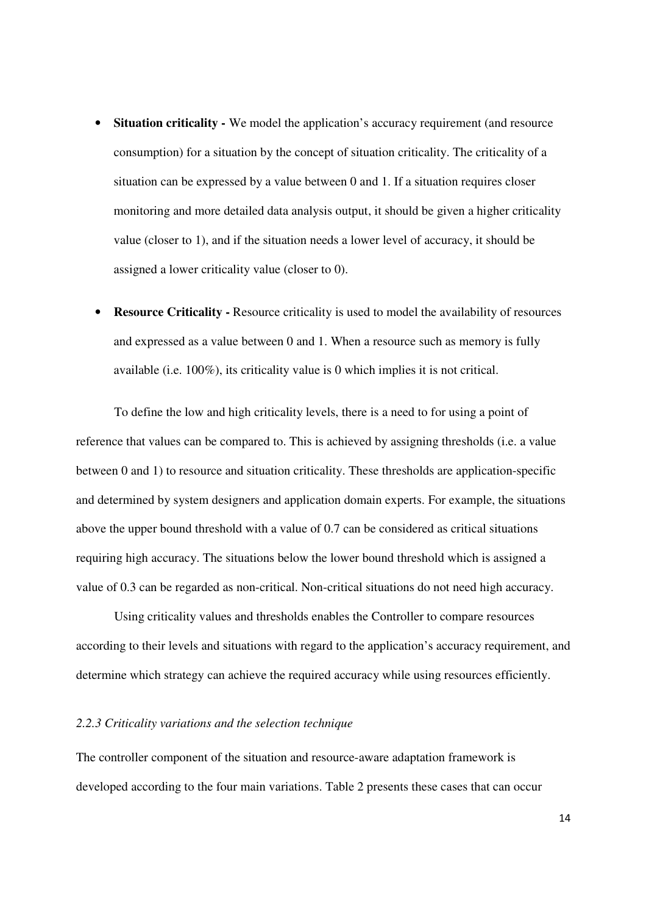- **Situation criticality -** We model the application's accuracy requirement (and resource consumption) for a situation by the concept of situation criticality. The criticality of a situation can be expressed by a value between 0 and 1. If a situation requires closer monitoring and more detailed data analysis output, it should be given a higher criticality value (closer to 1), and if the situation needs a lower level of accuracy, it should be assigned a lower criticality value (closer to 0).

- **Resource Criticality -** Resource criticality is used to model the availability of resources and expressed as a value between 0 and 1. When a resource such as memory is fully available (i.e. 100%), its criticality value is 0 which implies it is not critical.

To define the low and high criticality levels, there is a need to for using a point of reference that values can be compared to. This is achieved by assigning thresholds (i.e. a value between 0 and 1) to resource and situation criticality. These thresholds are application-specific and determined by system designers and application domain experts. For example, the situations above the upper bound threshold with a value of 0.7 can be considered as critical situations requiring high accuracy. The situations below the lower bound threshold which is assigned a value of 0.3 can be regarded as non-critical. Non-critical situations do not need high accuracy.

Using criticality values and thresholds enables the Controller to compare resources according to their levels and situations with regard to the application's accuracy requirement, and determine which strategy can achieve the required accuracy while using resources efficiently.

### *2.2.3 Criticality variations and the selection technique*

The controller component of the situation and resource-aware adaptation framework is developed according to the four main variations. Table 2 presents these cases that can occur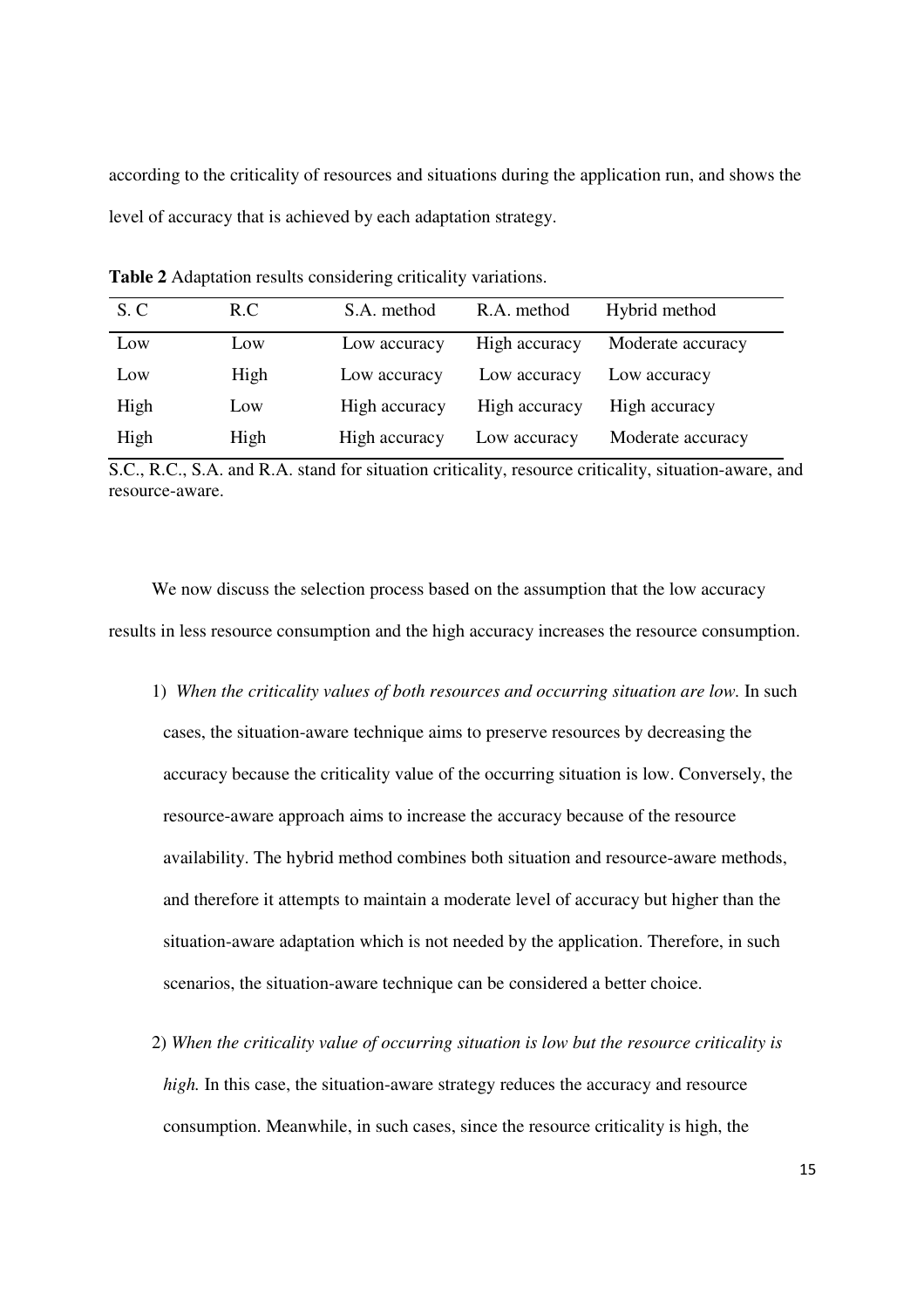according to the criticality of resources and situations during the application run, and shows the level of accuracy that is achieved by each adaptation strategy.

**Table 2** Adaptation results considering criticality variations.

| S. C | R.C | S.A. method | R.A. method | Hybrid method |
|---|---|---|---|---|
| Low | Low | Low accuracy | High accuracy | Moderate accuracy |
| Low | High | Low accuracy | Low accuracy | Low accuracy |
| High | Low | High accuracy | High accuracy | High accuracy |
| High | High | High accuracy | Low accuracy | Moderate accuracy |

S.C., R.C., S.A. and R.A. stand for situation criticality, resource criticality, situation-aware, and resource-aware.

We now discuss the selection process based on the assumption that the low accuracy results in less resource consumption and the high accuracy increases the resource consumption.

1) *When the criticality values of both resources and occurring situation are low.* In such cases, the situation-aware technique aims to preserve resources by decreasing the accuracy because the criticality value of the occurring situation is low. Conversely, the resource-aware approach aims to increase the accuracy because of the resource availability. The hybrid method combines both situation and resource-aware methods, and therefore it attempts to maintain a moderate level of accuracy but higher than the situation-aware adaptation which is not needed by the application. Therefore, in such scenarios, the situation-aware technique can be considered a better choice.

2) *When the criticality value of occurring situation is low but the resource criticality is high.* In this case, the situation-aware strategy reduces the accuracy and resource consumption. Meanwhile, in such cases, since the resource criticality is high, the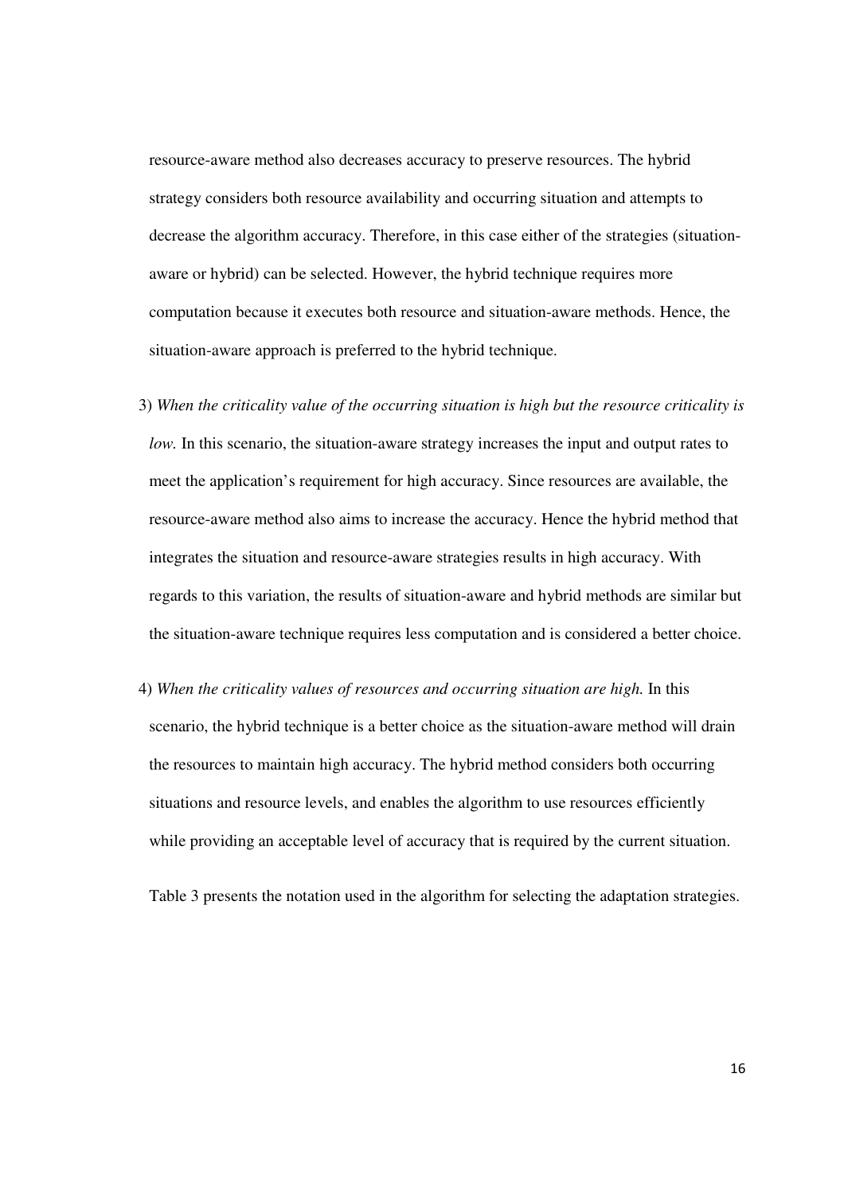resource-aware method also decreases accuracy to preserve resources. The hybrid strategy considers both resource availability and occurring situation and attempts to decrease the algorithm accuracy. Therefore, in this case either of the strategies (situation-aware or hybrid) can be selected. However, the hybrid technique requires more computation because it executes both resource and situation-aware methods. Hence, the situation-aware approach is preferred to the hybrid technique.

3) *When the criticality value of the occurring situation is high but the resource criticality is low.* In this scenario, the situation-aware strategy increases the input and output rates to meet the application's requirement for high accuracy. Since resources are available, the resource-aware method also aims to increase the accuracy. Hence the hybrid method that integrates the situation and resource-aware strategies results in high accuracy. With regards to this variation, the results of situation-aware and hybrid methods are similar but the situation-aware technique requires less computation and is considered a better choice.

4) *When the criticality values of resources and occurring situation are high.* In this scenario, the hybrid technique is a better choice as the situation-aware method will drain the resources to maintain high accuracy. The hybrid method considers both occurring situations and resource levels, and enables the algorithm to use resources efficiently while providing an acceptable level of accuracy that is required by the current situation.

Table 3 presents the notation used in the algorithm for selecting the adaptation strategies.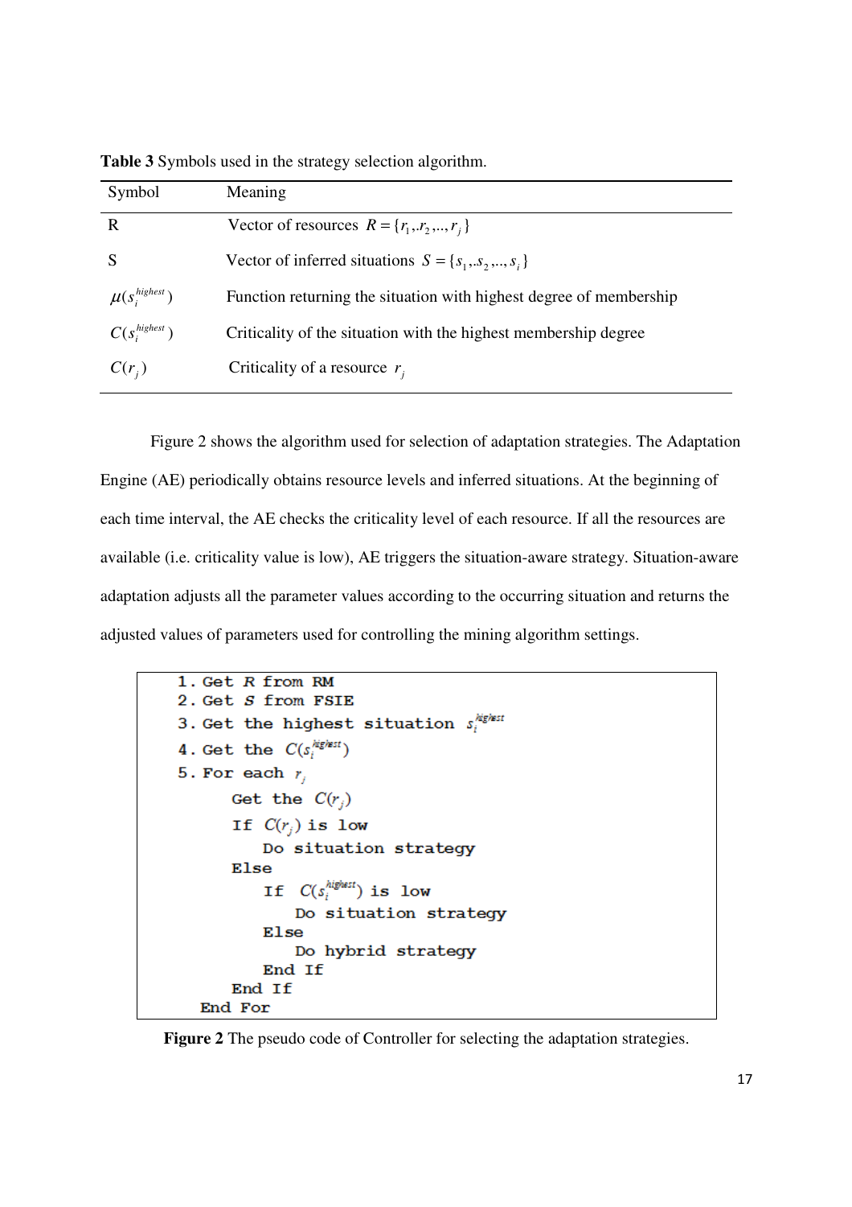**Table 3** Symbols used in the strategy selection algorithm.

| Symbol | Meaning |
|---|---|
| R | Vector of resources $R = \{r_1, r_2, ..., r_j\}$ |
| S | Vector of inferred situations $S = \{s_1, s_2, ..., s_i\}$ |
| $\mu(s_i^{highest})$ | Function returning the situation with highest degree of membership |
| $C(s_i^{highest})$ | Criticality of the situation with the highest membership degree |
| $C(r_j)$ | Criticality of a resource $r_j$ |

Figure 2 shows the algorithm used for selection of adaptation strategies. The Adaptation Engine (AE) periodically obtains resource levels and inferred situations. At the beginning of each time interval, the AE checks the criticality level of each resource. If all the resources are available (i.e. criticality value is low), AE triggers the situation-aware strategy. Situation-aware adaptation adjusts all the parameter values according to the occurring situation and returns the adjusted values of parameters used for controlling the mining algorithm settings.

```
1. Get R from RM
2. Get S from FSIE
3. Get the highest situation s_i^highest
4. Get the C(s_i^highest)
5. For each r_j
      Get the C(r_j)
      If C(r_j) is low
         Do situation strategy
      Else
         If C(s_i^highest) is low
            Do situation strategy
         Else
            Do hybrid strategy
         End If
      End If
   End For
```

**Figure 2** The pseudo code of Controller for selecting the adaptation strategies.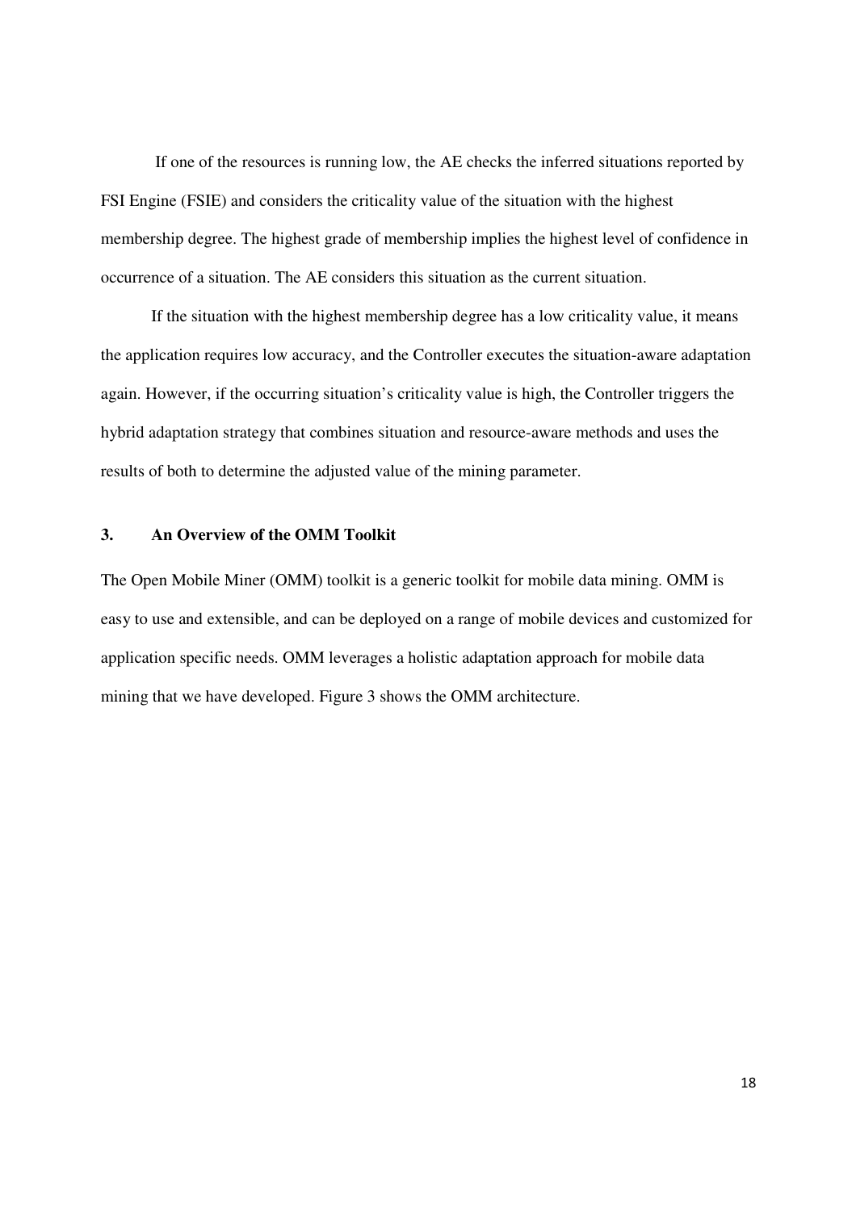If one of the resources is running low, the AE checks the inferred situations reported by FSI Engine (FSIE) and considers the criticality value of the situation with the highest membership degree. The highest grade of membership implies the highest level of confidence in occurrence of a situation. The AE considers this situation as the current situation.

If the situation with the highest membership degree has a low criticality value, it means the application requires low accuracy, and the Controller executes the situation-aware adaptation again. However, if the occurring situation's criticality value is high, the Controller triggers the hybrid adaptation strategy that combines situation and resource-aware methods and uses the results of both to determine the adjusted value of the mining parameter.

## 3. An Overview of the OMM Toolkit

The Open Mobile Miner (OMM) toolkit is a generic toolkit for mobile data mining. OMM is easy to use and extensible, and can be deployed on a range of mobile devices and customized for application specific needs. OMM leverages a holistic adaptation approach for mobile data mining that we have developed. Figure 3 shows the OMM architecture.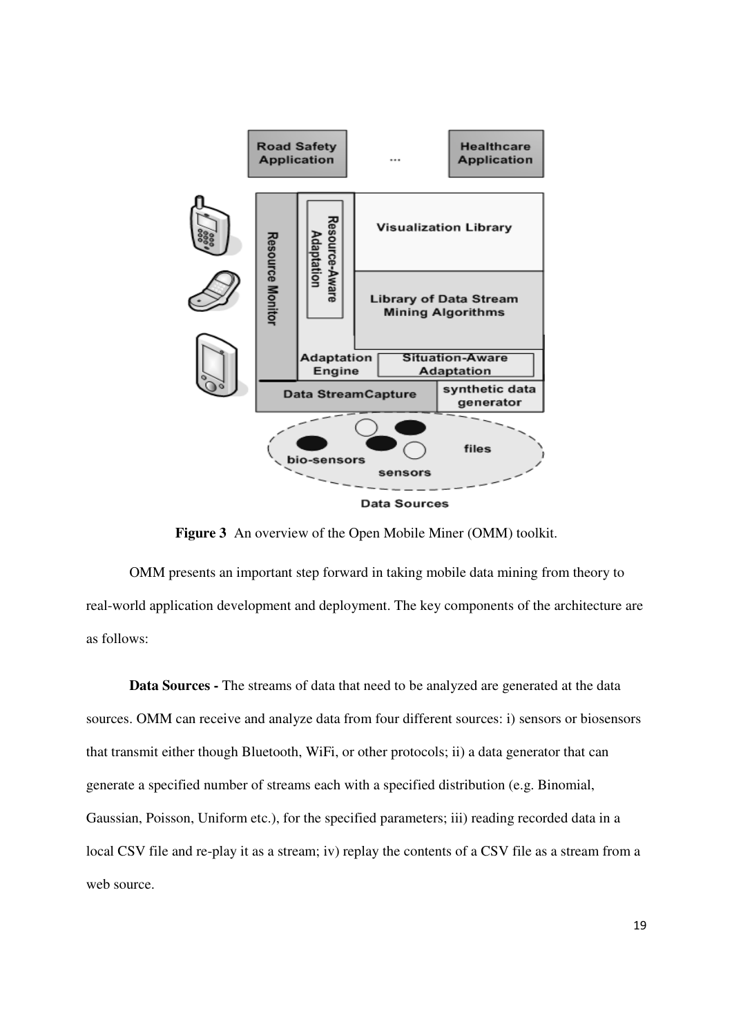**Figure 3** An overview of the Open Mobile Miner (OMM) toolkit.

OMM presents an important step forward in taking mobile data mining from theory to real-world application development and deployment. The key components of the architecture are as follows:

**Data Sources -** The streams of data that need to be analyzed are generated at the data sources. OMM can receive and analyze data from four different sources: i) sensors or biosensors that transmit either though Bluetooth, WiFi, or other protocols; ii) a data generator that can generate a specified number of streams each with a specified distribution (e.g. Binomial, Gaussian, Poisson, Uniform etc.), for the specified parameters; iii) reading recorded data in a local CSV file and re-play it as a stream; iv) replay the contents of a CSV file as a stream from a web source.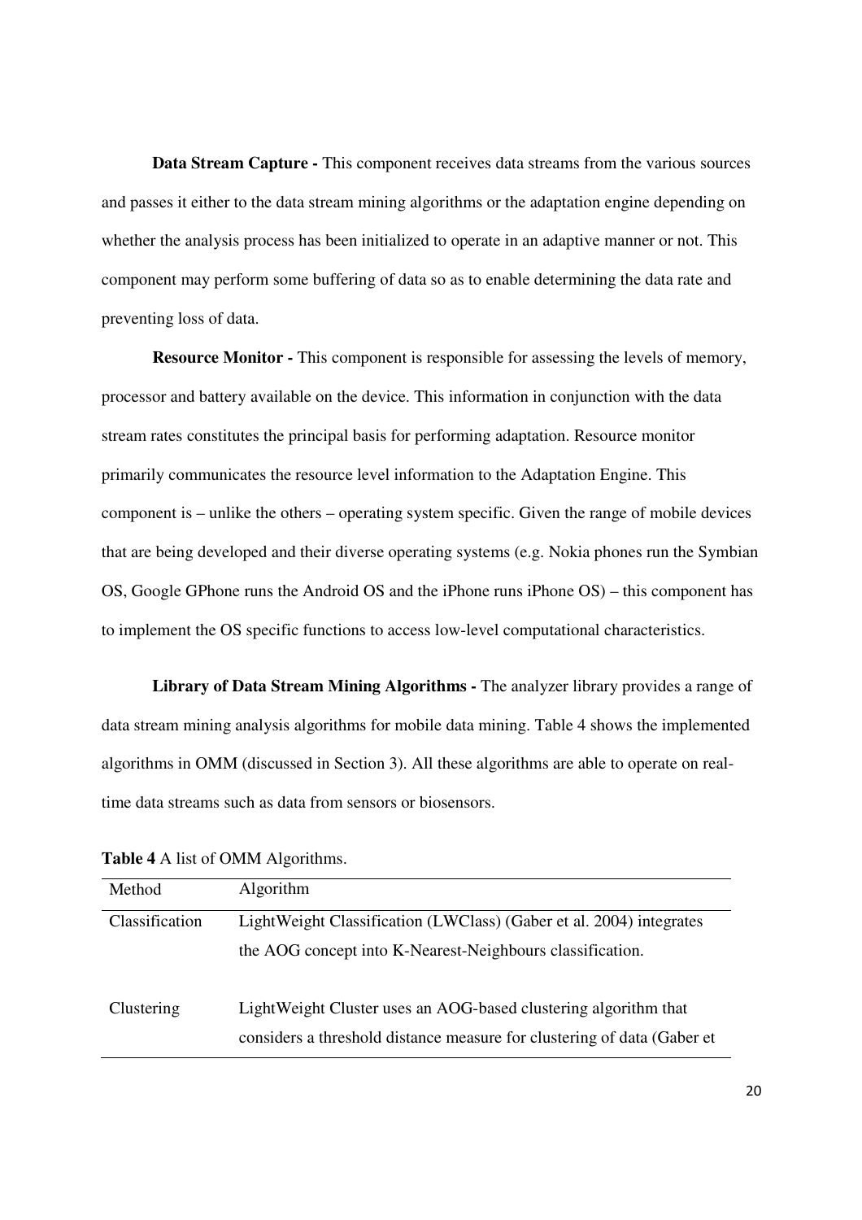**Data Stream Capture -** This component receives data streams from the various sources and passes it either to the data stream mining algorithms or the adaptation engine depending on whether the analysis process has been initialized to operate in an adaptive manner or not. This component may perform some buffering of data so as to enable determining the data rate and preventing loss of data.

**Resource Monitor -** This component is responsible for assessing the levels of memory, processor and battery available on the device. This information in conjunction with the data stream rates constitutes the principal basis for performing adaptation. Resource monitor primarily communicates the resource level information to the Adaptation Engine. This component is – unlike the others – operating system specific. Given the range of mobile devices that are being developed and their diverse operating systems (e.g. Nokia phones run the Symbian OS, Google GPhone runs the Android OS and the iPhone runs iPhone OS) – this component has to implement the OS specific functions to access low-level computational characteristics.

**Library of Data Stream Mining Algorithms -** The analyzer library provides a range of data stream mining analysis algorithms for mobile data mining. Table 4 shows the implemented algorithms in OMM (discussed in Section 3). All these algorithms are able to operate on real-time data streams such as data from sensors or biosensors.

**Table 4** A list of OMM Algorithms.

| Method | Algorithm |
|---|---|
| Classification | LightWeight Classification (LWClass) (Gaber et al. 2004) integrates the AOG concept into K-Nearest-Neighbours classification. |
| Clustering | LightWeight Cluster uses an AOG-based clustering algorithm that considers a threshold distance measure for clustering of data (Gaber et |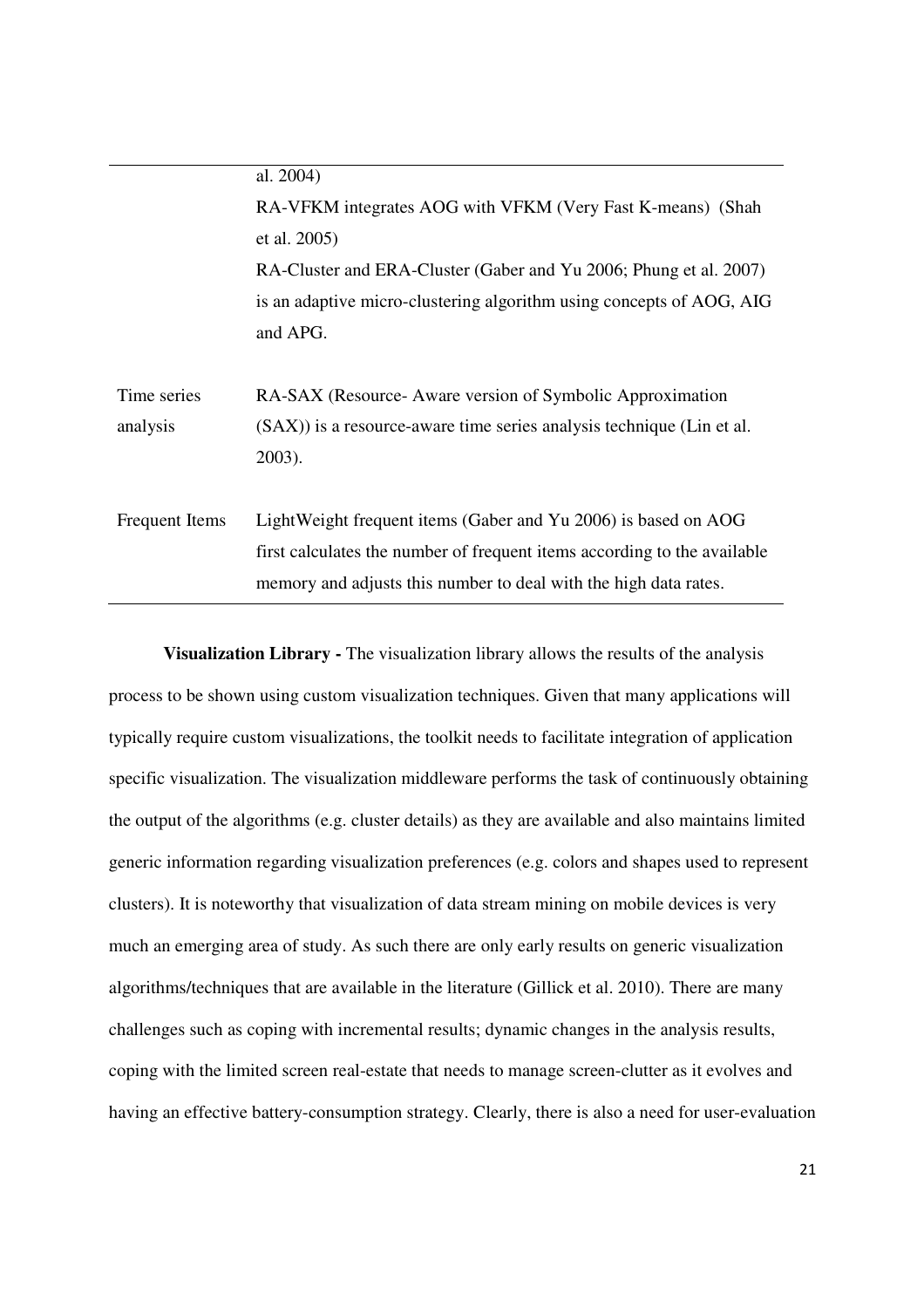| | |
|---|---|
| | al. 2004)<br>RA-VFKM integrates AOG with VFKM (Very Fast K-means) (Shah et al. 2005)<br>RA-Cluster and ERA-Cluster (Gaber and Yu 2006; Phung et al. 2007) is an adaptive micro-clustering algorithm using concepts of AOG, AIG and APG. |
| Time series analysis | RA-SAX (Resource- Aware version of Symbolic Approximation (SAX)) is a resource-aware time series analysis technique (Lin et al. 2003). |
| Frequent Items | LightWeight frequent items (Gaber and Yu 2006) is based on AOG first calculates the number of frequent items according to the available memory and adjusts this number to deal with the high data rates. |

**Visualization Library -** The visualization library allows the results of the analysis process to be shown using custom visualization techniques. Given that many applications will typically require custom visualizations, the toolkit needs to facilitate integration of application specific visualization. The visualization middleware performs the task of continuously obtaining the output of the algorithms (e.g. cluster details) as they are available and also maintains limited generic information regarding visualization preferences (e.g. colors and shapes used to represent clusters). It is noteworthy that visualization of data stream mining on mobile devices is very much an emerging area of study. As such there are only early results on generic visualization algorithms/techniques that are available in the literature (Gillick et al. 2010). There are many challenges such as coping with incremental results; dynamic changes in the analysis results, coping with the limited screen real-estate that needs to manage screen-clutter as it evolves and having an effective battery-consumption strategy. Clearly, there is also a need for user-evaluation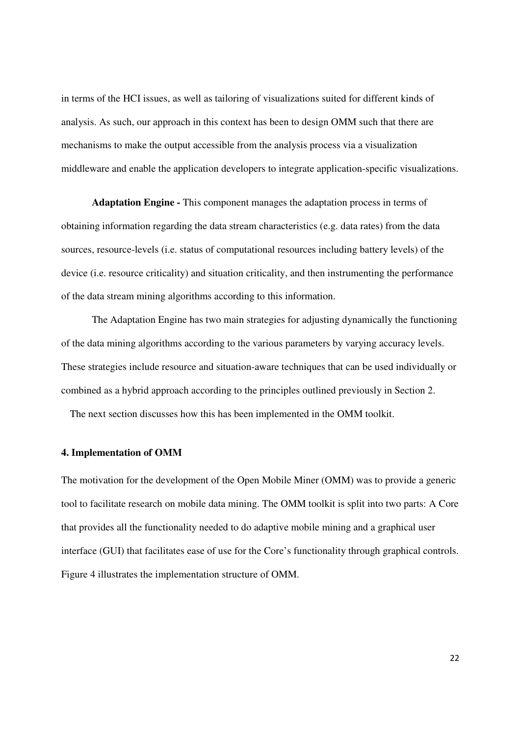in terms of the HCI issues, as well as tailoring of visualizations suited for different kinds of analysis. As such, our approach in this context has been to design OMM such that there are mechanisms to make the output accessible from the analysis process via a visualization middleware and enable the application developers to integrate application-specific visualizations.

**Adaptation Engine -** This component manages the adaptation process in terms of obtaining information regarding the data stream characteristics (e.g. data rates) from the data sources, resource-levels (i.e. status of computational resources including battery levels) of the device (i.e. resource criticality) and situation criticality, and then instrumenting the performance of the data stream mining algorithms according to this information.

The Adaptation Engine has two main strategies for adjusting dynamically the functioning of the data mining algorithms according to the various parameters by varying accuracy levels. These strategies include resource and situation-aware techniques that can be used individually or combined as a hybrid approach according to the principles outlined previously in Section 2.

The next section discusses how this has been implemented in the OMM toolkit.

## 4. Implementation of OMM

The motivation for the development of the Open Mobile Miner (OMM) was to provide a generic tool to facilitate research on mobile data mining. The OMM toolkit is split into two parts: A Core that provides all the functionality needed to do adaptive mobile mining and a graphical user interface (GUI) that facilitates ease of use for the Core's functionality through graphical controls. Figure 4 illustrates the implementation structure of OMM.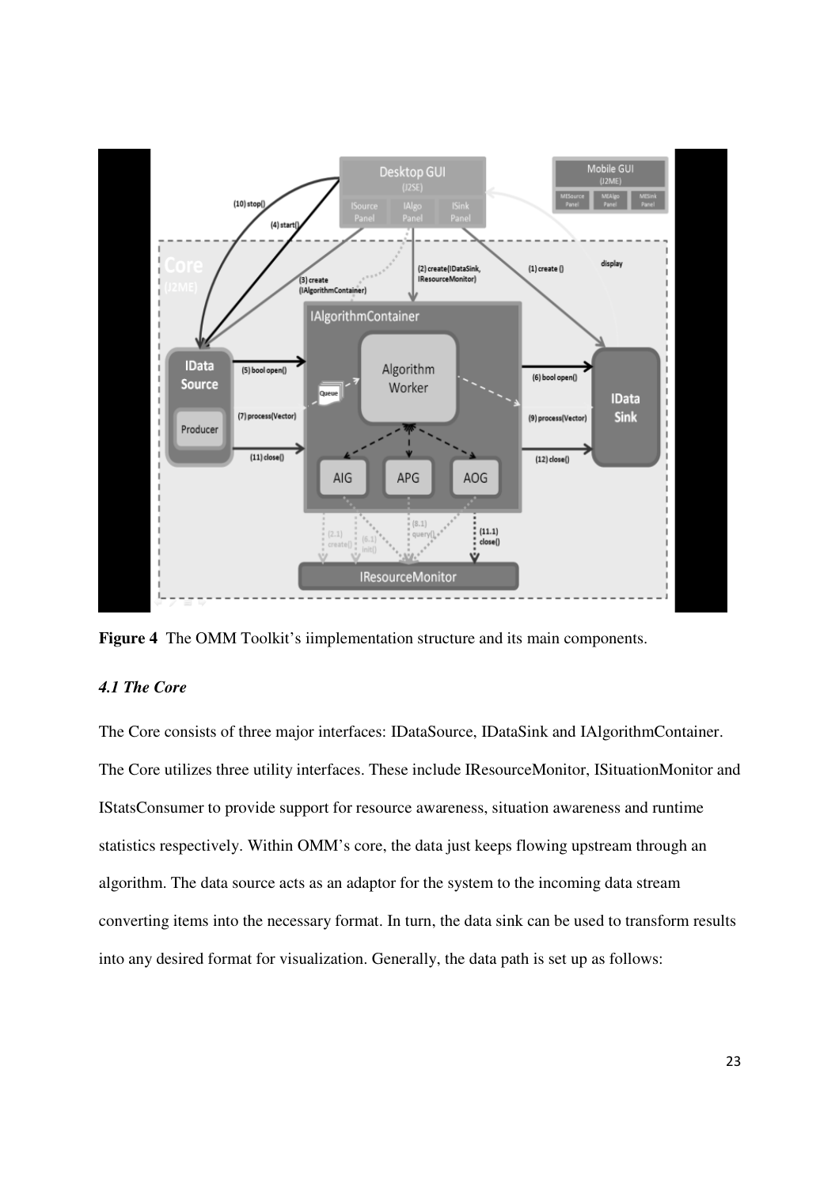**Figure 4** The OMM Toolkit's iimplementation structure and its main components.

### *4.1 The Core*

The Core consists of three major interfaces: IDataSource, IDataSink and IAlgorithmContainer. The Core utilizes three utility interfaces. These include IResourceMonitor, ISituationMonitor and IStatsConsumer to provide support for resource awareness, situation awareness and runtime statistics respectively. Within OMM's core, the data just keeps flowing upstream through an algorithm. The data source acts as an adaptor for the system to the incoming data stream converting items into the necessary format. In turn, the data sink can be used to transform results into any desired format for visualization. Generally, the data path is set up as follows: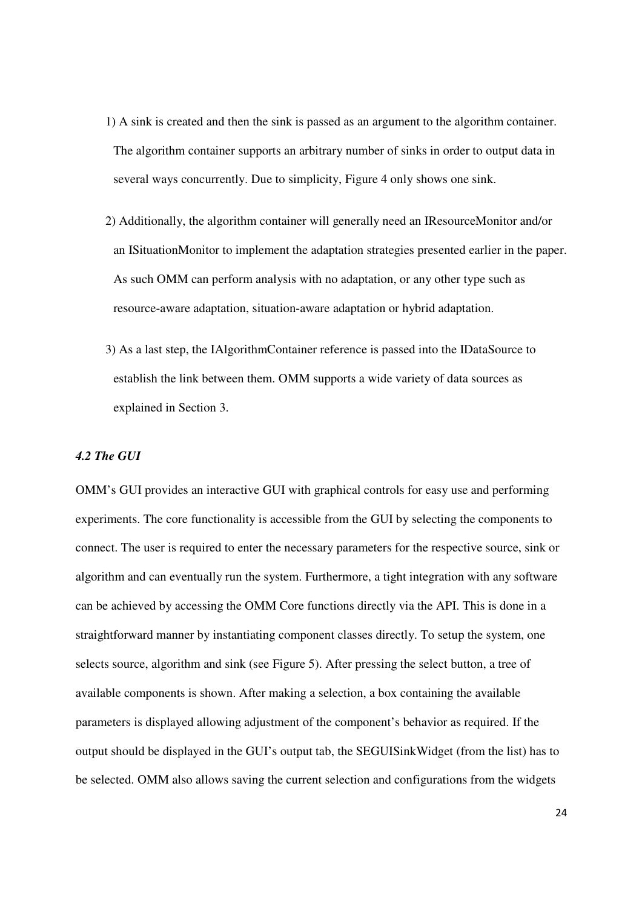1) A sink is created and then the sink is passed as an argument to the algorithm container. The algorithm container supports an arbitrary number of sinks in order to output data in several ways concurrently. Due to simplicity, Figure 4 only shows one sink.

2) Additionally, the algorithm container will generally need an IResourceMonitor and/or an ISituationMonitor to implement the adaptation strategies presented earlier in the paper. As such OMM can perform analysis with no adaptation, or any other type such as resource-aware adaptation, situation-aware adaptation or hybrid adaptation.

3) As a last step, the IAlgorithmContainer reference is passed into the IDataSource to establish the link between them. OMM supports a wide variety of data sources as explained in Section 3.

### *4.2 The GUI*

OMM's GUI provides an interactive GUI with graphical controls for easy use and performing experiments. The core functionality is accessible from the GUI by selecting the components to connect. The user is required to enter the necessary parameters for the respective source, sink or algorithm and can eventually run the system. Furthermore, a tight integration with any software can be achieved by accessing the OMM Core functions directly via the API. This is done in a straightforward manner by instantiating component classes directly. To setup the system, one selects source, algorithm and sink (see Figure 5). After pressing the select button, a tree of available components is shown. After making a selection, a box containing the available parameters is displayed allowing adjustment of the component's behavior as required. If the output should be displayed in the GUI's output tab, the SEGUISinkWidget (from the list) has to be selected. OMM also allows saving the current selection and configurations from the widgets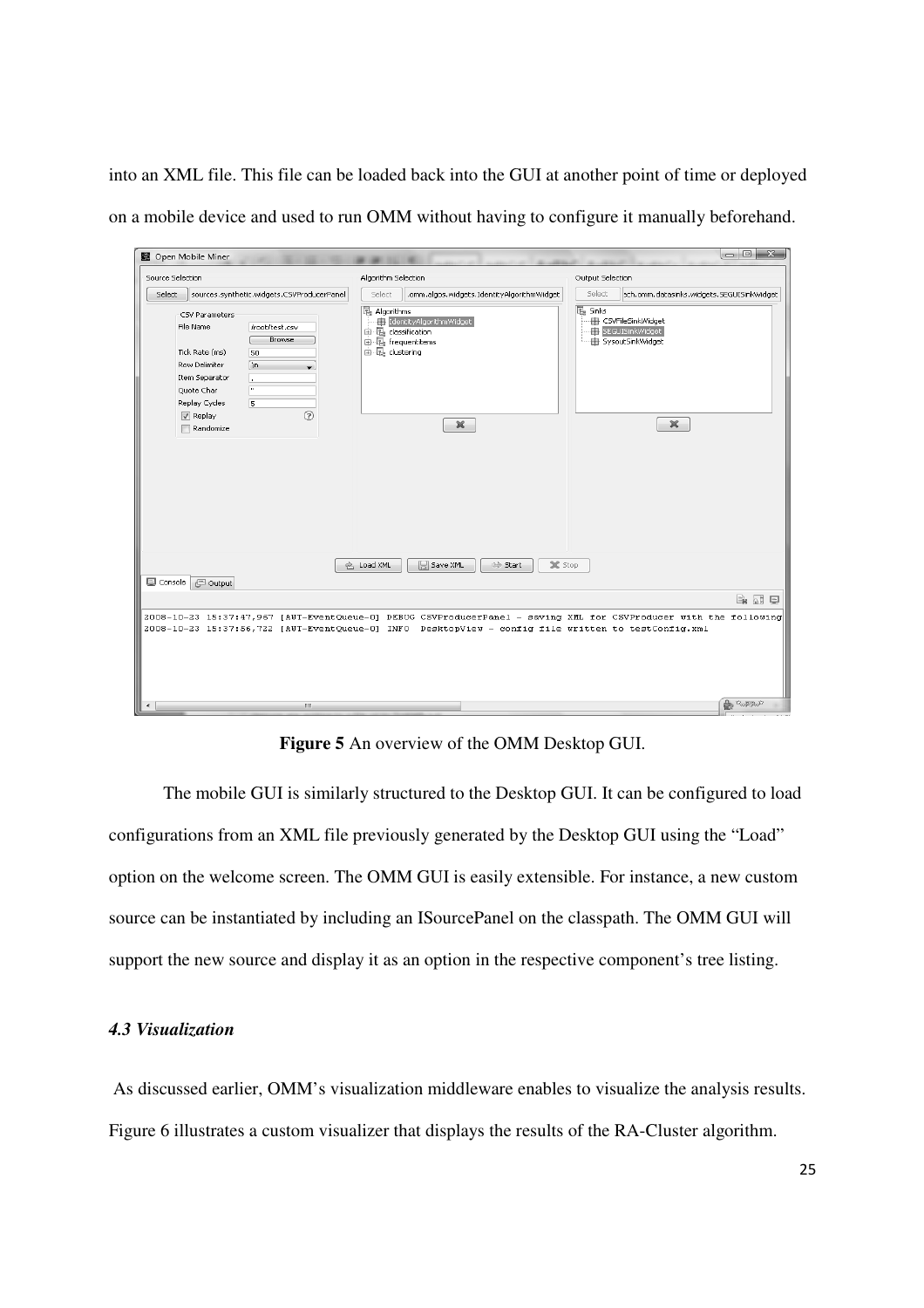into an XML file. This file can be loaded back into the GUI at another point of time or deployed on a mobile device and used to run OMM without having to configure it manually beforehand.

**Figure 5** An overview of the OMM Desktop GUI.

The mobile GUI is similarly structured to the Desktop GUI. It can be configured to load configurations from an XML file previously generated by the Desktop GUI using the "Load" option on the welcome screen. The OMM GUI is easily extensible. For instance, a new custom source can be instantiated by including an ISourcePanel on the classpath. The OMM GUI will support the new source and display it as an option in the respective component's tree listing.

### *4.3 Visualization*

As discussed earlier, OMM's visualization middleware enables to visualize the analysis results. Figure 6 illustrates a custom visualizer that displays the results of the RA-Cluster algorithm.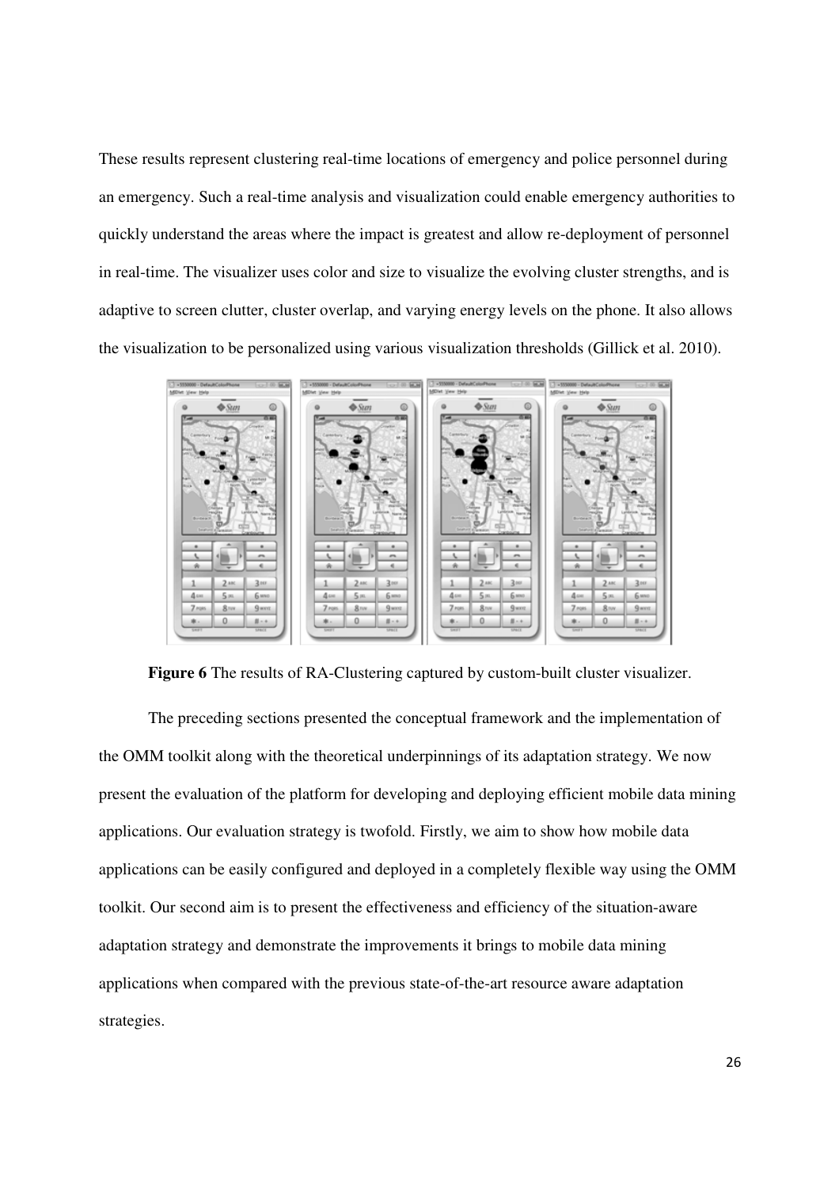These results represent clustering real-time locations of emergency and police personnel during an emergency. Such a real-time analysis and visualization could enable emergency authorities to quickly understand the areas where the impact is greatest and allow re-deployment of personnel in real-time. The visualizer uses color and size to visualize the evolving cluster strengths, and is adaptive to screen clutter, cluster overlap, and varying energy levels on the phone. It also allows the visualization to be personalized using various visualization thresholds (Gillick et al. 2010).

**Figure 6** The results of RA-Clustering captured by custom-built cluster visualizer.

The preceding sections presented the conceptual framework and the implementation of the OMM toolkit along with the theoretical underpinnings of its adaptation strategy. We now present the evaluation of the platform for developing and deploying efficient mobile data mining applications. Our evaluation strategy is twofold. Firstly, we aim to show how mobile data applications can be easily configured and deployed in a completely flexible way using the OMM toolkit. Our second aim is to present the effectiveness and efficiency of the situation-aware adaptation strategy and demonstrate the improvements it brings to mobile data mining applications when compared with the previous state-of-the-art resource aware adaptation strategies.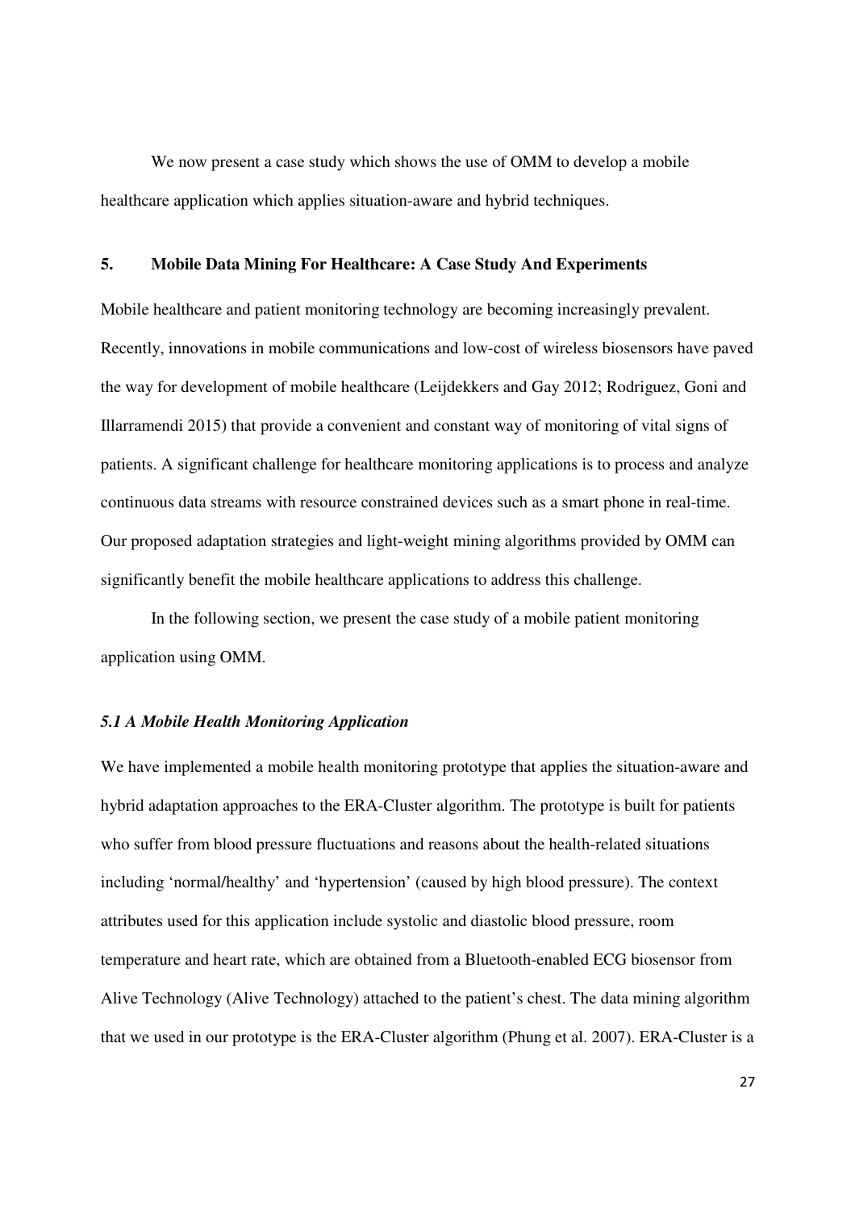We now present a case study which shows the use of OMM to develop a mobile healthcare application which applies situation-aware and hybrid techniques.

## 5. Mobile Data Mining For Healthcare: A Case Study And Experiments

Mobile healthcare and patient monitoring technology are becoming increasingly prevalent. Recently, innovations in mobile communications and low-cost of wireless biosensors have paved the way for development of mobile healthcare (Leijdekkers and Gay 2012; Rodriguez, Goni and Illarramendi 2015) that provide a convenient and constant way of monitoring of vital signs of patients. A significant challenge for healthcare monitoring applications is to process and analyze continuous data streams with resource constrained devices such as a smart phone in real-time. Our proposed adaptation strategies and light-weight mining algorithms provided by OMM can significantly benefit the mobile healthcare applications to address this challenge.

In the following section, we present the case study of a mobile patient monitoring application using OMM.

### *5.1 A Mobile Health Monitoring Application*

We have implemented a mobile health monitoring prototype that applies the situation-aware and hybrid adaptation approaches to the ERA-Cluster algorithm. The prototype is built for patients who suffer from blood pressure fluctuations and reasons about the health-related situations including 'normal/healthy' and 'hypertension' (caused by high blood pressure). The context attributes used for this application include systolic and diastolic blood pressure, room temperature and heart rate, which are obtained from a Bluetooth-enabled ECG biosensor from Alive Technology (Alive Technology) attached to the patient's chest. The data mining algorithm that we used in our prototype is the ERA-Cluster algorithm (Phung et al. 2007). ERA-Cluster is a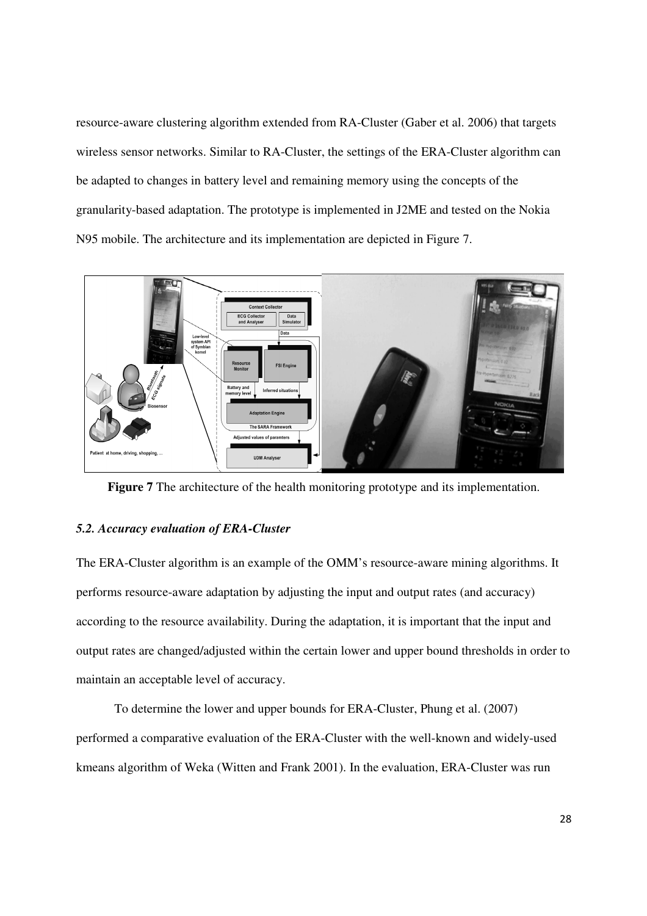resource-aware clustering algorithm extended from RA-Cluster (Gaber et al. 2006) that targets wireless sensor networks. Similar to RA-Cluster, the settings of the ERA-Cluster algorithm can be adapted to changes in battery level and remaining memory using the concepts of the granularity-based adaptation. The prototype is implemented in J2ME and tested on the Nokia N95 mobile. The architecture and its implementation are depicted in Figure 7.

**Figure 7** The architecture of the health monitoring prototype and its implementation.

### *5.2. Accuracy evaluation of ERA-Cluster*

The ERA-Cluster algorithm is an example of the OMM's resource-aware mining algorithms. It performs resource-aware adaptation by adjusting the input and output rates (and accuracy) according to the resource availability. During the adaptation, it is important that the input and output rates are changed/adjusted within the certain lower and upper bound thresholds in order to maintain an acceptable level of accuracy.

To determine the lower and upper bounds for ERA-Cluster, Phung et al. (2007) performed a comparative evaluation of the ERA-Cluster with the well-known and widely-used kmeans algorithm of Weka (Witten and Frank 2001). In the evaluation, ERA-Cluster was run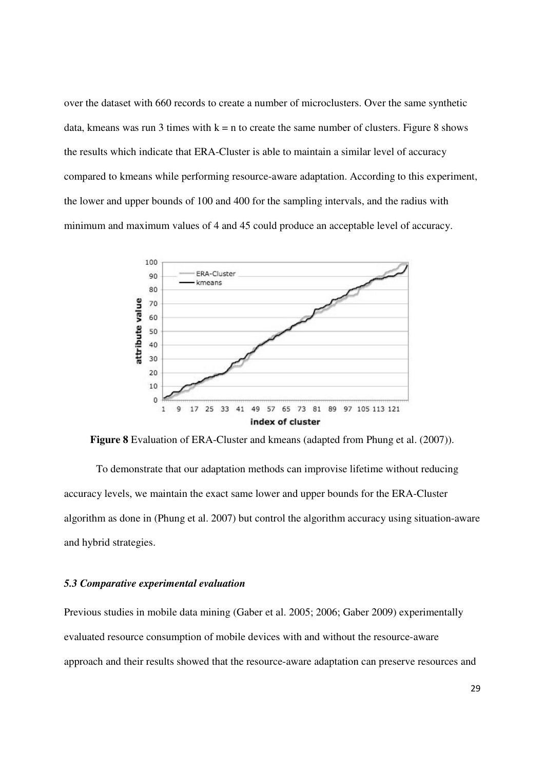over the dataset with 660 records to create a number of microclusters. Over the same synthetic data, kmeans was run 3 times with k = n to create the same number of clusters. Figure 8 shows the results which indicate that ERA-Cluster is able to maintain a similar level of accuracy compared to kmeans while performing resource-aware adaptation. According to this experiment, the lower and upper bounds of 100 and 400 for the sampling intervals, and the radius with minimum and maximum values of 4 and 45 could produce an acceptable level of accuracy.

**Figure 8** Evaluation of ERA-Cluster and kmeans (adapted from Phung et al. (2007)).

To demonstrate that our adaptation methods can improvise lifetime without reducing accuracy levels, we maintain the exact same lower and upper bounds for the ERA-Cluster algorithm as done in (Phung et al. 2007) but control the algorithm accuracy using situation-aware and hybrid strategies.

### *5.3 Comparative experimental evaluation*

Previous studies in mobile data mining (Gaber et al. 2005; 2006; Gaber 2009) experimentally evaluated resource consumption of mobile devices with and without the resource-aware approach and their results showed that the resource-aware adaptation can preserve resources and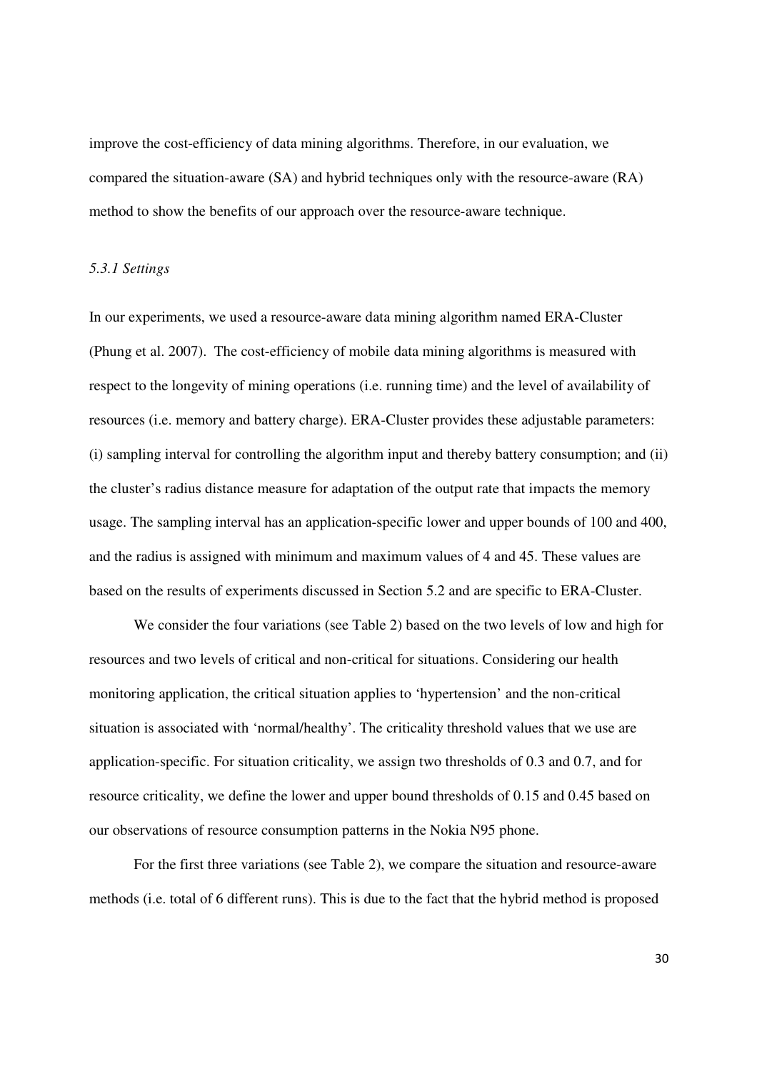improve the cost-efficiency of data mining algorithms. Therefore, in our evaluation, we compared the situation-aware (SA) and hybrid techniques only with the resource-aware (RA) method to show the benefits of our approach over the resource-aware technique.

### *5.3.1 Settings*

In our experiments, we used a resource-aware data mining algorithm named ERA-Cluster (Phung et al. 2007). The cost-efficiency of mobile data mining algorithms is measured with respect to the longevity of mining operations (i.e. running time) and the level of availability of resources (i.e. memory and battery charge). ERA-Cluster provides these adjustable parameters: (i) sampling interval for controlling the algorithm input and thereby battery consumption; and (ii) the cluster's radius distance measure for adaptation of the output rate that impacts the memory usage. The sampling interval has an application-specific lower and upper bounds of 100 and 400, and the radius is assigned with minimum and maximum values of 4 and 45. These values are based on the results of experiments discussed in Section 5.2 and are specific to ERA-Cluster.

We consider the four variations (see Table 2) based on the two levels of low and high for resources and two levels of critical and non-critical for situations. Considering our health monitoring application, the critical situation applies to 'hypertension' and the non-critical situation is associated with 'normal/healthy'. The criticality threshold values that we use are application-specific. For situation criticality, we assign two thresholds of 0.3 and 0.7, and for resource criticality, we define the lower and upper bound thresholds of 0.15 and 0.45 based on our observations of resource consumption patterns in the Nokia N95 phone.

For the first three variations (see Table 2), we compare the situation and resource-aware methods (i.e. total of 6 different runs). This is due to the fact that the hybrid method is proposed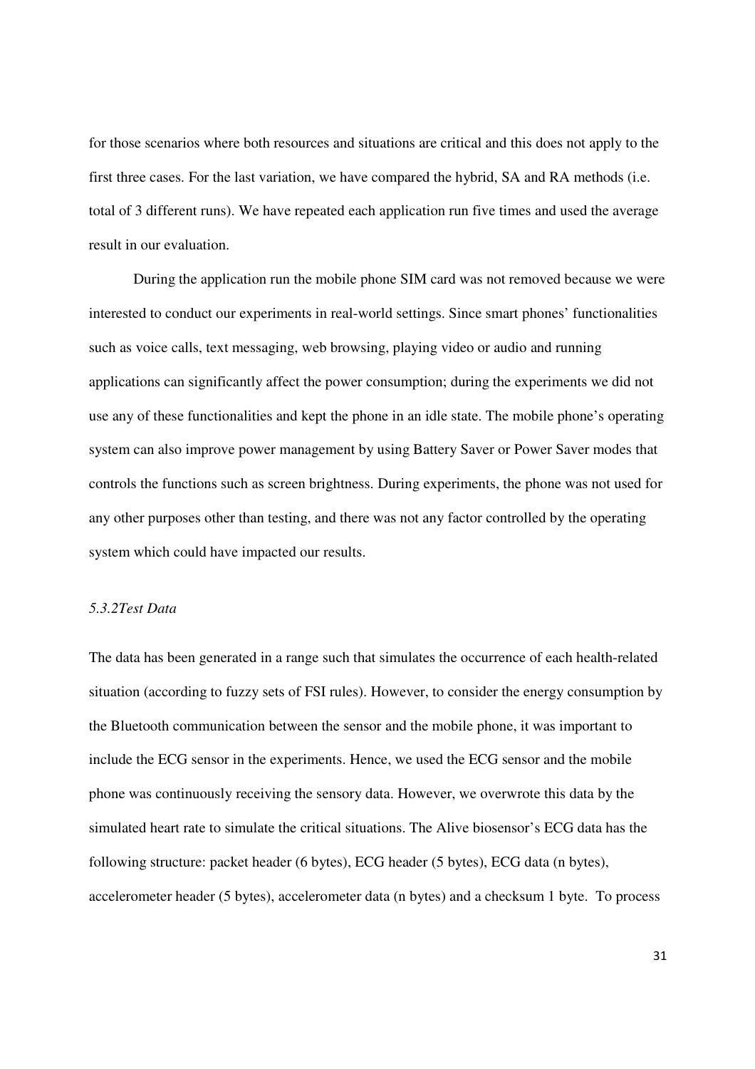for those scenarios where both resources and situations are critical and this does not apply to the first three cases. For the last variation, we have compared the hybrid, SA and RA methods (i.e. total of 3 different runs). We have repeated each application run five times and used the average result in our evaluation.

During the application run the mobile phone SIM card was not removed because we were interested to conduct our experiments in real-world settings. Since smart phones' functionalities such as voice calls, text messaging, web browsing, playing video or audio and running applications can significantly affect the power consumption; during the experiments we did not use any of these functionalities and kept the phone in an idle state. The mobile phone's operating system can also improve power management by using Battery Saver or Power Saver modes that controls the functions such as screen brightness. During experiments, the phone was not used for any other purposes other than testing, and there was not any factor controlled by the operating system which could have impacted our results.

*5.3.2Test Data*

The data has been generated in a range such that simulates the occurrence of each health-related situation (according to fuzzy sets of FSI rules). However, to consider the energy consumption by the Bluetooth communication between the sensor and the mobile phone, it was important to include the ECG sensor in the experiments. Hence, we used the ECG sensor and the mobile phone was continuously receiving the sensory data. However, we overwrote this data by the simulated heart rate to simulate the critical situations. The Alive biosensor's ECG data has the following structure: packet header (6 bytes), ECG header (5 bytes), ECG data (n bytes), accelerometer header (5 bytes), accelerometer data (n bytes) and a checksum 1 byte. To process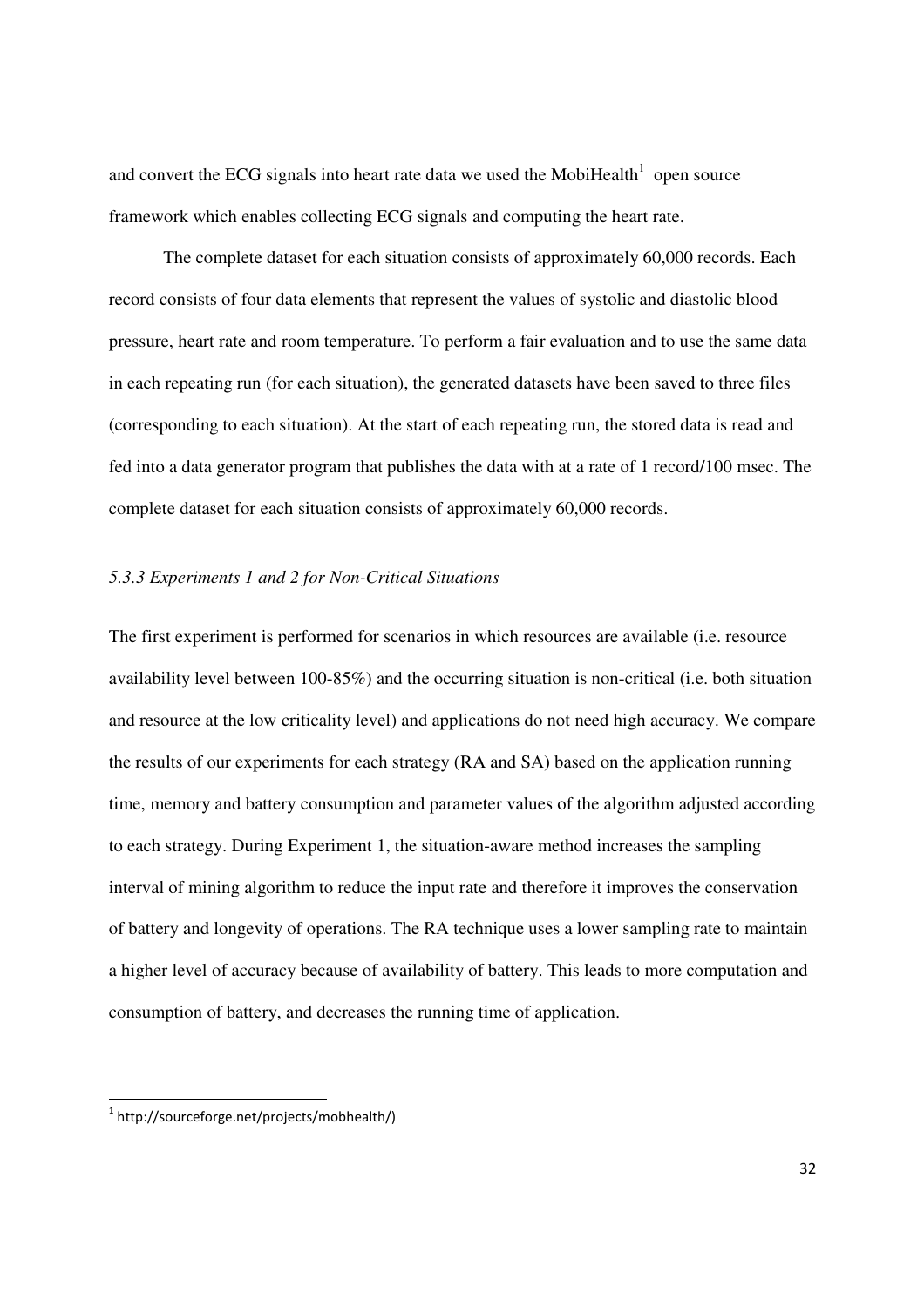and convert the ECG signals into heart rate data we used the MobiHealth[1] open source framework which enables collecting ECG signals and computing the heart rate.

The complete dataset for each situation consists of approximately 60,000 records. Each record consists of four data elements that represent the values of systolic and diastolic blood pressure, heart rate and room temperature. To perform a fair evaluation and to use the same data in each repeating run (for each situation), the generated datasets have been saved to three files (corresponding to each situation). At the start of each repeating run, the stored data is read and fed into a data generator program that publishes the data with at a rate of 1 record/100 msec. The complete dataset for each situation consists of approximately 60,000 records.

### *5.3.3 Experiments 1 and 2 for Non-Critical Situations*

The first experiment is performed for scenarios in which resources are available (i.e. resource availability level between 100-85%) and the occurring situation is non-critical (i.e. both situation and resource at the low criticality level) and applications do not need high accuracy. We compare the results of our experiments for each strategy (RA and SA) based on the application running time, memory and battery consumption and parameter values of the algorithm adjusted according to each strategy. During Experiment 1, the situation-aware method increases the sampling interval of mining algorithm to reduce the input rate and therefore it improves the conservation of battery and longevity of operations. The RA technique uses a lower sampling rate to maintain a higher level of accuracy because of availability of battery. This leads to more computation and consumption of battery, and decreases the running time of application.

[1] http://sourceforge.net/projects/mobhealth/)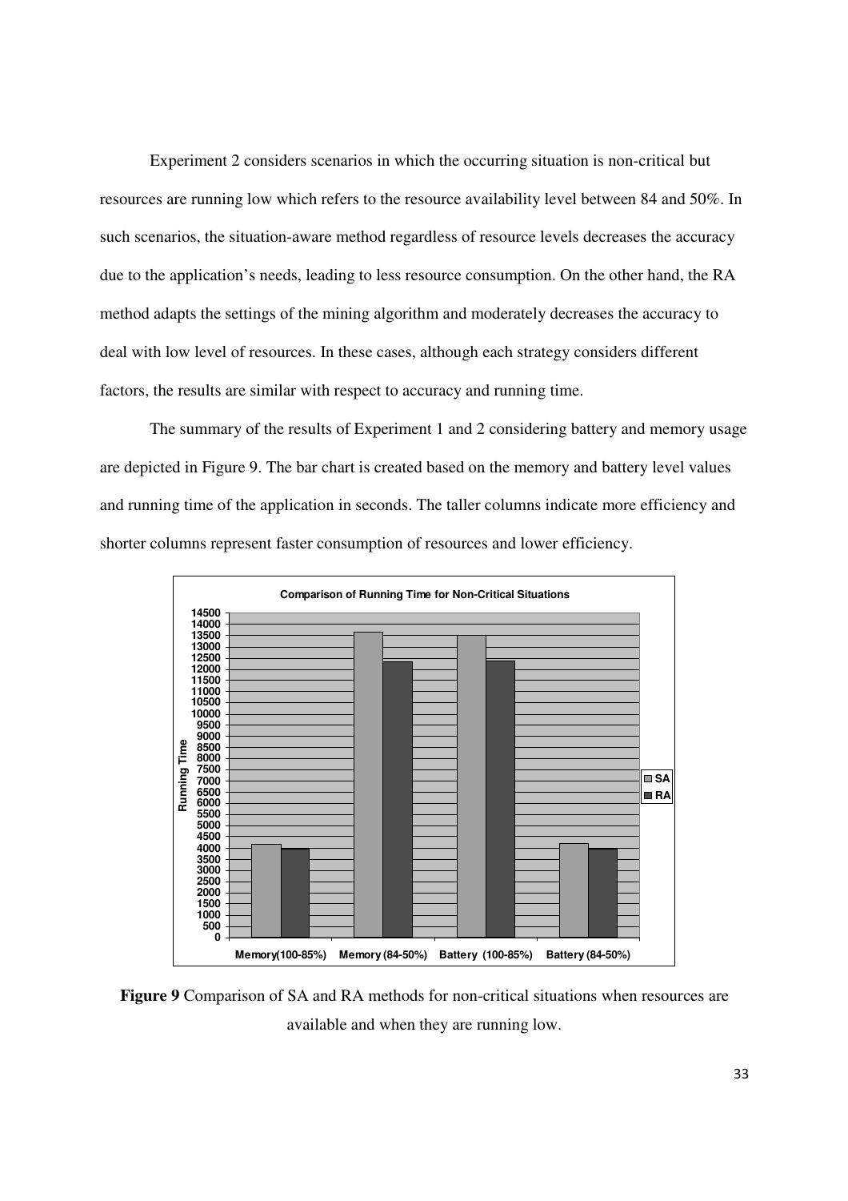Experiment 2 considers scenarios in which the occurring situation is non-critical but resources are running low which refers to the resource availability level between 84 and 50%. In such scenarios, the situation-aware method regardless of resource levels decreases the accuracy due to the application's needs, leading to less resource consumption. On the other hand, the RA method adapts the settings of the mining algorithm and moderately decreases the accuracy to deal with low level of resources. In these cases, although each strategy considers different factors, the results are similar with respect to accuracy and running time.

The summary of the results of Experiment 1 and 2 considering battery and memory usage are depicted in Figure 9. The bar chart is created based on the memory and battery level values and running time of the application in seconds. The taller columns indicate more efficiency and shorter columns represent faster consumption of resources and lower efficiency.

**Figure 9** Comparison of SA and RA methods for non-critical situations when resources are available and when they are running low.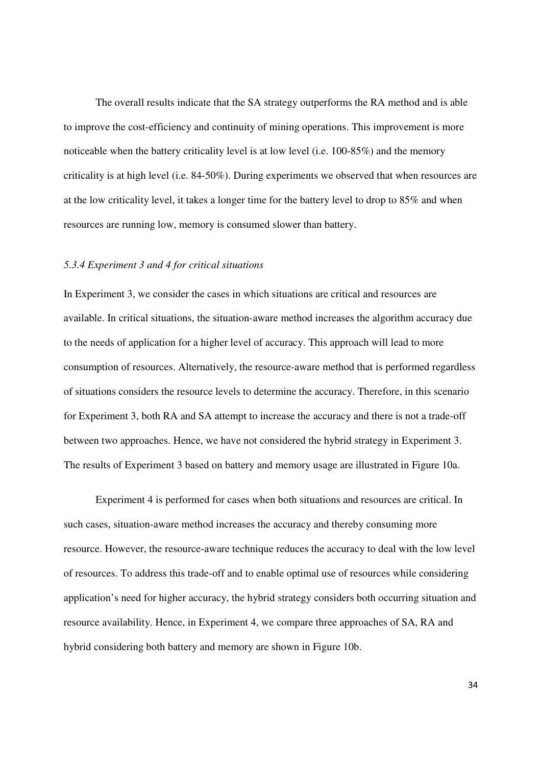The overall results indicate that the SA strategy outperforms the RA method and is able to improve the cost-efficiency and continuity of mining operations. This improvement is more noticeable when the battery criticality level is at low level (i.e. 100-85%) and the memory criticality is at high level (i.e. 84-50%). During experiments we observed that when resources are at the low criticality level, it takes a longer time for the battery level to drop to 85% and when resources are running low, memory is consumed slower than battery.

### *5.3.4 Experiment 3 and 4 for critical situations*

In Experiment 3, we consider the cases in which situations are critical and resources are available. In critical situations, the situation-aware method increases the algorithm accuracy due to the needs of application for a higher level of accuracy. This approach will lead to more consumption of resources. Alternatively, the resource-aware method that is performed regardless of situations considers the resource levels to determine the accuracy. Therefore, in this scenario for Experiment 3, both RA and SA attempt to increase the accuracy and there is not a trade-off between two approaches. Hence, we have not considered the hybrid strategy in Experiment 3. The results of Experiment 3 based on battery and memory usage are illustrated in Figure 10a.

Experiment 4 is performed for cases when both situations and resources are critical. In such cases, situation-aware method increases the accuracy and thereby consuming more resource. However, the resource-aware technique reduces the accuracy to deal with the low level of resources. To address this trade-off and to enable optimal use of resources while considering application's need for higher accuracy, the hybrid strategy considers both occurring situation and resource availability. Hence, in Experiment 4, we compare three approaches of SA, RA and hybrid considering both battery and memory are shown in Figure 10b.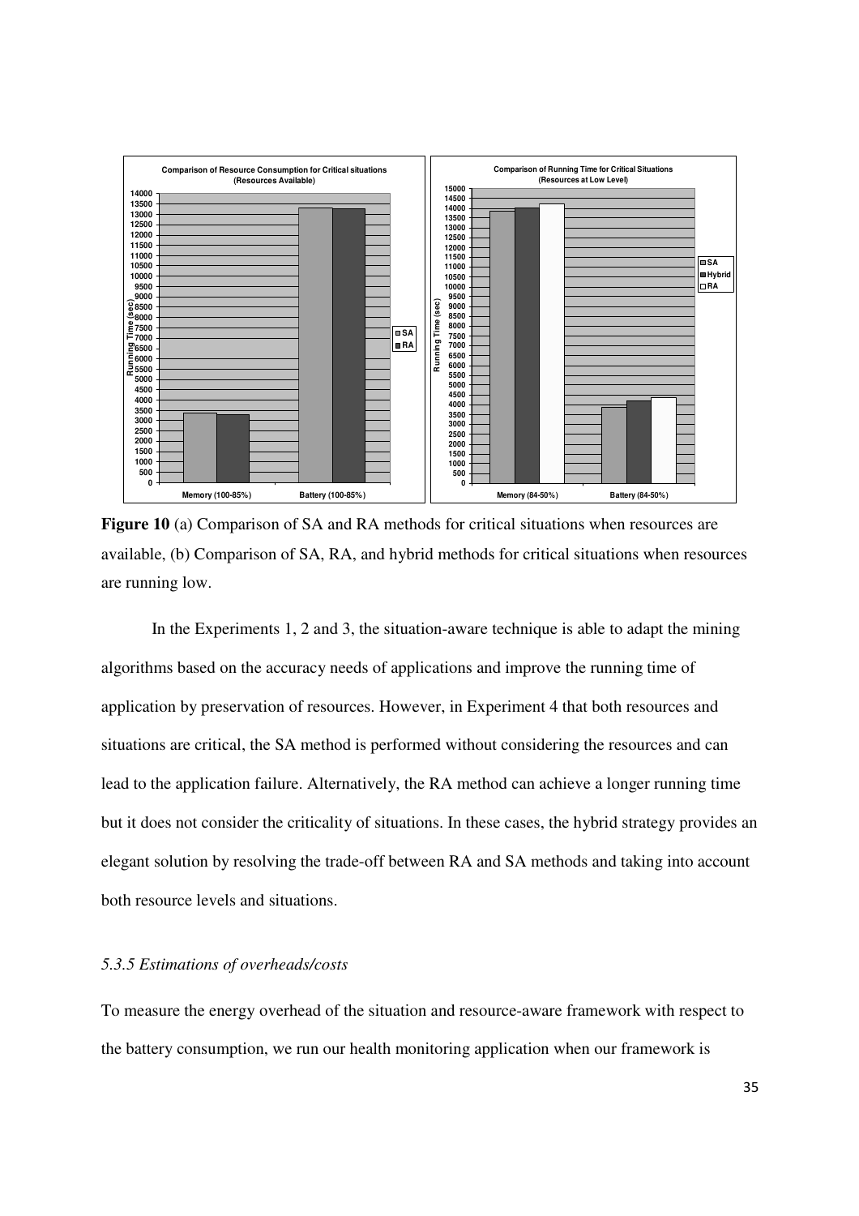**Figure 10** (a) Comparison of SA and RA methods for critical situations when resources are available, (b) Comparison of SA, RA, and hybrid methods for critical situations when resources are running low.

In the Experiments 1, 2 and 3, the situation-aware technique is able to adapt the mining algorithms based on the accuracy needs of applications and improve the running time of application by preservation of resources. However, in Experiment 4 that both resources and situations are critical, the SA method is performed without considering the resources and can lead to the application failure. Alternatively, the RA method can achieve a longer running time but it does not consider the criticality of situations. In these cases, the hybrid strategy provides an elegant solution by resolving the trade-off between RA and SA methods and taking into account both resource levels and situations.

### *5.3.5 Estimations of overheads/costs*

To measure the energy overhead of the situation and resource-aware framework with respect to the battery consumption, we run our health monitoring application when our framework is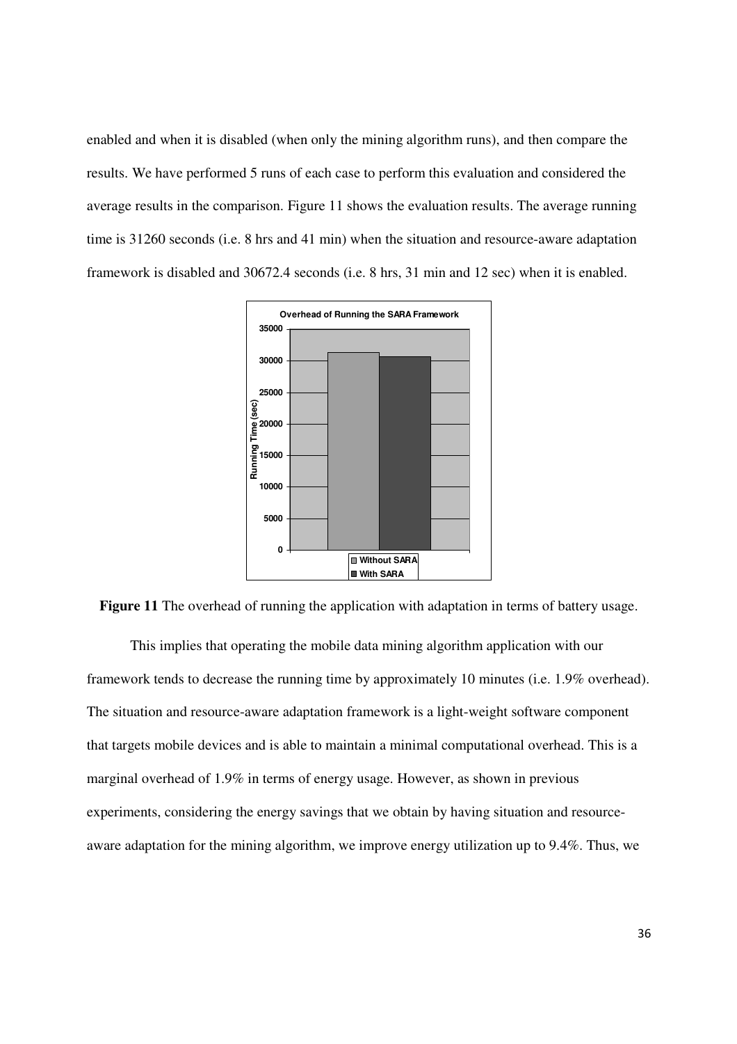enabled and when it is disabled (when only the mining algorithm runs), and then compare the results. We have performed 5 runs of each case to perform this evaluation and considered the average results in the comparison. Figure 11 shows the evaluation results. The average running time is 31260 seconds (i.e. 8 hrs and 41 min) when the situation and resource-aware adaptation framework is disabled and 30672.4 seconds (i.e. 8 hrs, 31 min and 12 sec) when it is enabled.

**Figure 11** The overhead of running the application with adaptation in terms of battery usage.

This implies that operating the mobile data mining algorithm application with our framework tends to decrease the running time by approximately 10 minutes (i.e. 1.9% overhead). The situation and resource-aware adaptation framework is a light-weight software component that targets mobile devices and is able to maintain a minimal computational overhead. This is a marginal overhead of 1.9% in terms of energy usage. However, as shown in previous experiments, considering the energy savings that we obtain by having situation and resource-aware adaptation for the mining algorithm, we improve energy utilization up to 9.4%. Thus, we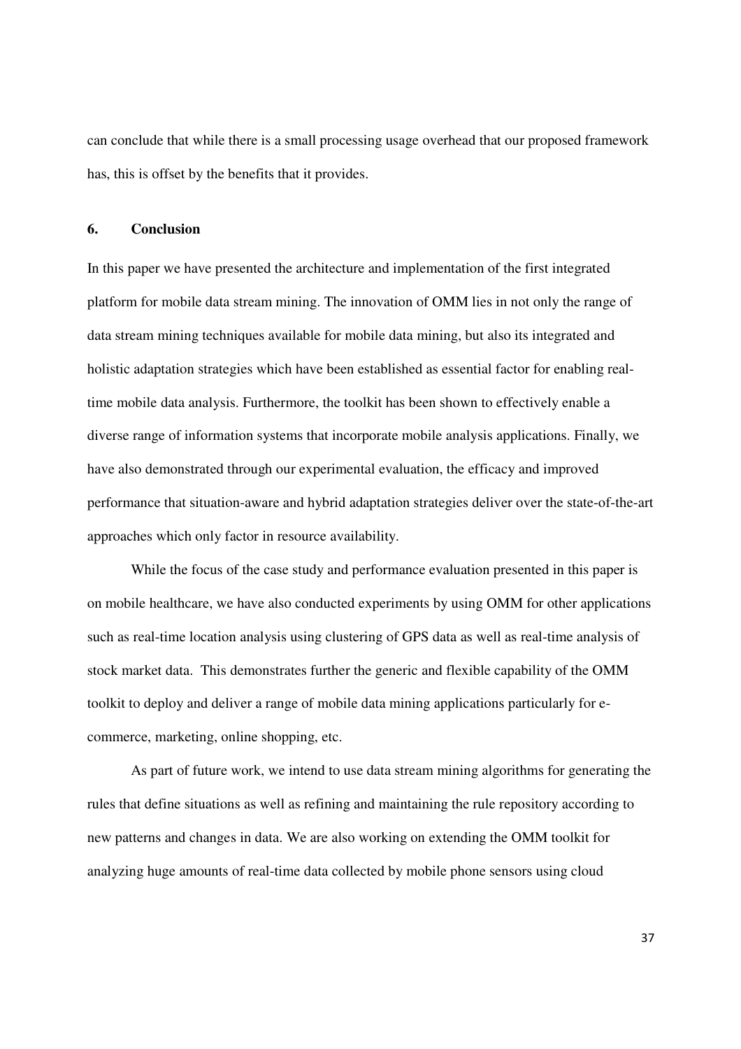can conclude that while there is a small processing usage overhead that our proposed framework has, this is offset by the benefits that it provides.

## 6. Conclusion

In this paper we have presented the architecture and implementation of the first integrated platform for mobile data stream mining. The innovation of OMM lies in not only the range of data stream mining techniques available for mobile data mining, but also its integrated and holistic adaptation strategies which have been established as essential factor for enabling real-time mobile data analysis. Furthermore, the toolkit has been shown to effectively enable a diverse range of information systems that incorporate mobile analysis applications. Finally, we have also demonstrated through our experimental evaluation, the efficacy and improved performance that situation-aware and hybrid adaptation strategies deliver over the state-of-the-art approaches which only factor in resource availability.

While the focus of the case study and performance evaluation presented in this paper is on mobile healthcare, we have also conducted experiments by using OMM for other applications such as real-time location analysis using clustering of GPS data as well as real-time analysis of stock market data. This demonstrates further the generic and flexible capability of the OMM toolkit to deploy and deliver a range of mobile data mining applications particularly for e-commerce, marketing, online shopping, etc.

As part of future work, we intend to use data stream mining algorithms for generating the rules that define situations as well as refining and maintaining the rule repository according to new patterns and changes in data. We are also working on extending the OMM toolkit for analyzing huge amounts of real-time data collected by mobile phone sensors using cloud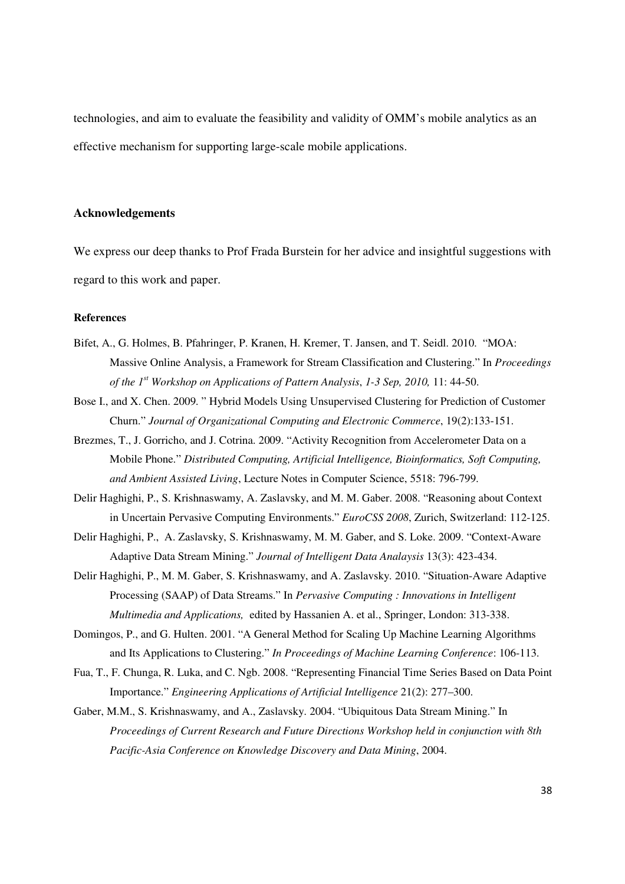technologies, and aim to evaluate the feasibility and validity of OMM's mobile analytics as an effective mechanism for supporting large-scale mobile applications.

## Acknowledgements

We express our deep thanks to Prof Frada Burstein for her advice and insightful suggestions with regard to this work and paper.

### References

Bifet, A., G. Holmes, B. Pfahringer, P. Kranen, H. Kremer, T. Jansen, and T. Seidl. 2010. "MOA: Massive Online Analysis, a Framework for Stream Classification and Clustering." In *Proceedings of the 1st Workshop on Applications of Pattern Analysis*, *1-3 Sep, 2010,* 11: 44-50.

Bose I., and X. Chen. 2009. " Hybrid Models Using Unsupervised Clustering for Prediction of Customer Churn." *Journal of Organizational Computing and Electronic Commerce*, 19(2):133-151.

Brezmes, T., J. Gorricho, and J. Cotrina. 2009. "Activity Recognition from Accelerometer Data on a Mobile Phone." *Distributed Computing, Artificial Intelligence, Bioinformatics, Soft Computing, and Ambient Assisted Living*, Lecture Notes in Computer Science, 5518: 796-799.

Delir Haghighi, P., S. Krishnaswamy, A. Zaslavsky, and M. M. Gaber. 2008. "Reasoning about Context in Uncertain Pervasive Computing Environments." *EuroCSS 2008*, Zurich, Switzerland: 112-125.

Delir Haghighi, P., A. Zaslavsky, S. Krishnaswamy, M. M. Gaber, and S. Loke. 2009. "Context-Aware Adaptive Data Stream Mining." *Journal of Intelligent Data Analaysis* 13(3): 423-434.

Delir Haghighi, P., M. M. Gaber, S. Krishnaswamy, and A. Zaslavsky. 2010. "Situation-Aware Adaptive Processing (SAAP) of Data Streams." In *Pervasive Computing : Innovations in Intelligent Multimedia and Applications,* edited by Hassanien A. et al., Springer, London: 313-338.

Domingos, P., and G. Hulten. 2001. "A General Method for Scaling Up Machine Learning Algorithms and Its Applications to Clustering." *In Proceedings of Machine Learning Conference*: 106-113.

Fua, T., F. Chunga, R. Luka, and C. Ngb. 2008. "Representing Financial Time Series Based on Data Point Importance." *Engineering Applications of Artificial Intelligence* 21(2): 277–300.

Gaber, M.M., S. Krishnaswamy, and A., Zaslavsky. 2004. "Ubiquitous Data Stream Mining." In *Proceedings of Current Research and Future Directions Workshop held in conjunction with 8th Pacific-Asia Conference on Knowledge Discovery and Data Mining*, 2004.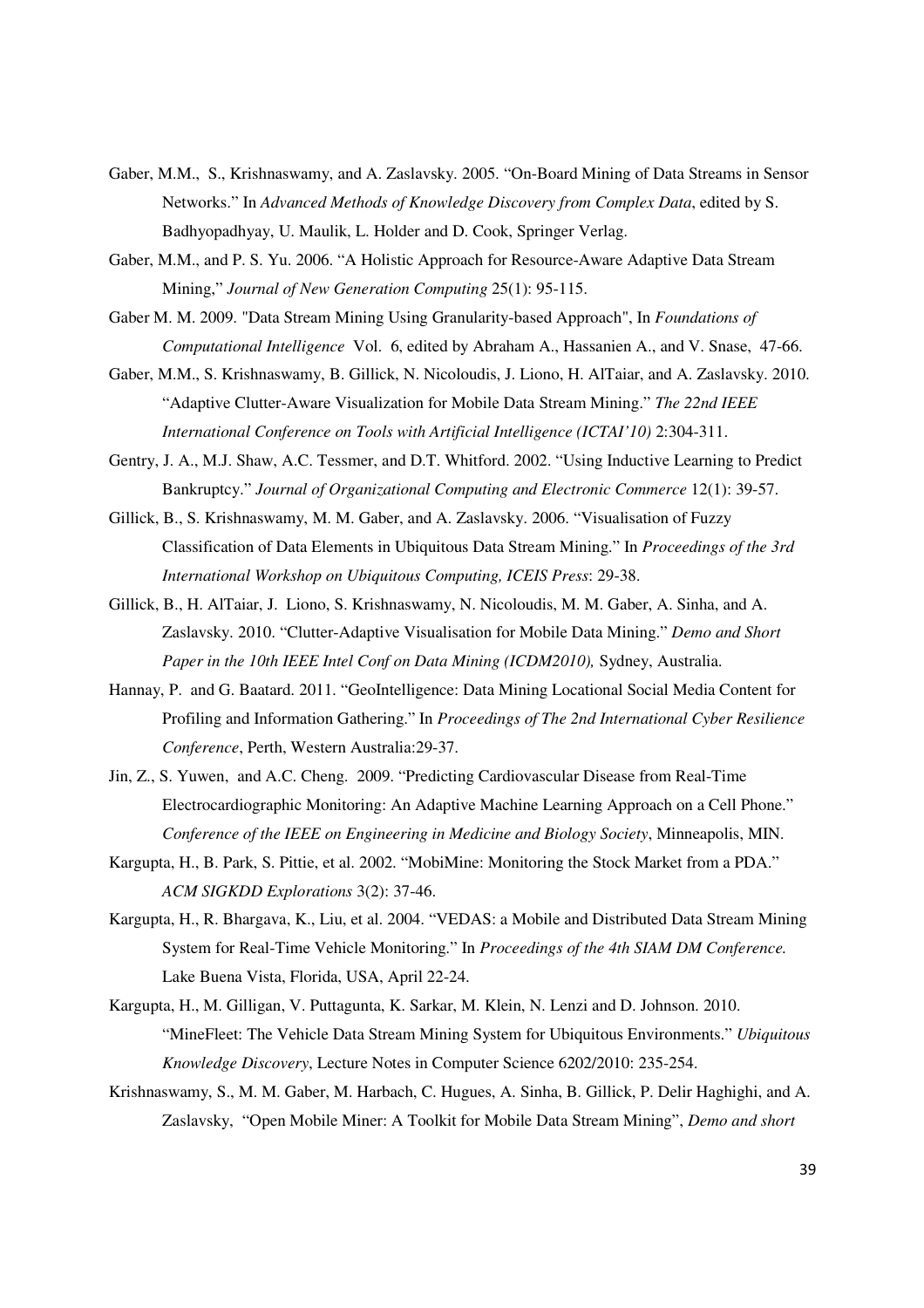Gaber, M.M., S., Krishnaswamy, and A. Zaslavsky. 2005. "On-Board Mining of Data Streams in Sensor Networks." In *Advanced Methods of Knowledge Discovery from Complex Data*, edited by S. Badhyopadhyay, U. Maulik, L. Holder and D. Cook, Springer Verlag.

Gaber, M.M., and P. S. Yu. 2006. "A Holistic Approach for Resource-Aware Adaptive Data Stream Mining," *Journal of New Generation Computing* 25(1): 95-115.

Gaber M. M. 2009. "Data Stream Mining Using Granularity-based Approach", In *Foundations of Computational Intelligence* Vol. 6, edited by Abraham A., Hassanien A., and V. Snase, 47-66.

Gaber, M.M., S. Krishnaswamy, B. Gillick, N. Nicoloudis, J. Liono, H. AlTaiar, and A. Zaslavsky. 2010. "Adaptive Clutter-Aware Visualization for Mobile Data Stream Mining." *The 22nd IEEE International Conference on Tools with Artificial Intelligence (ICTAI'10)* 2:304-311.

Gentry, J. A., M.J. Shaw, A.C. Tessmer, and D.T. Whitford. 2002. "Using Inductive Learning to Predict Bankruptcy." *Journal of Organizational Computing and Electronic Commerce* 12(1): 39-57.

Gillick, B., S. Krishnaswamy, M. M. Gaber, and A. Zaslavsky. 2006. "Visualisation of Fuzzy Classification of Data Elements in Ubiquitous Data Stream Mining." In *Proceedings of the 3rd International Workshop on Ubiquitous Computing, ICEIS Press*: 29-38.

Gillick, B., H. AlTaiar, J. Liono, S. Krishnaswamy, N. Nicoloudis, M. M. Gaber, A. Sinha, and A. Zaslavsky. 2010. "Clutter-Adaptive Visualisation for Mobile Data Mining." *Demo and Short Paper in the 10th IEEE Intel Conf on Data Mining (ICDM2010),* Sydney, Australia.

Hannay, P. and G. Baatard. 2011. "GeoIntelligence: Data Mining Locational Social Media Content for Profiling and Information Gathering." In *Proceedings of The 2nd International Cyber Resilience Conference*, Perth, Western Australia:29-37.

Jin, Z., S. Yuwen, and A.C. Cheng. 2009. "Predicting Cardiovascular Disease from Real-Time Electrocardiographic Monitoring: An Adaptive Machine Learning Approach on a Cell Phone." *Conference of the IEEE on Engineering in Medicine and Biology Society*, Minneapolis, MIN.

Kargupta, H., B. Park, S. Pittie, et al. 2002. "MobiMine: Monitoring the Stock Market from a PDA." *ACM SIGKDD Explorations* 3(2): 37-46.

Kargupta, H., R. Bhargava, K., Liu, et al. 2004. "VEDAS: a Mobile and Distributed Data Stream Mining System for Real-Time Vehicle Monitoring." In *Proceedings of the 4th SIAM DM Conference.* Lake Buena Vista, Florida, USA, April 22-24.

Kargupta, H., M. Gilligan, V. Puttagunta, K. Sarkar, M. Klein, N. Lenzi and D. Johnson. 2010. "MineFleet: The Vehicle Data Stream Mining System for Ubiquitous Environments." *Ubiquitous Knowledge Discovery*, Lecture Notes in Computer Science 6202/2010: 235-254.

Krishnaswamy, S., M. M. Gaber, M. Harbach, C. Hugues, A. Sinha, B. Gillick, P. Delir Haghighi, and A. Zaslavsky, "Open Mobile Miner: A Toolkit for Mobile Data Stream Mining", *Demo and short*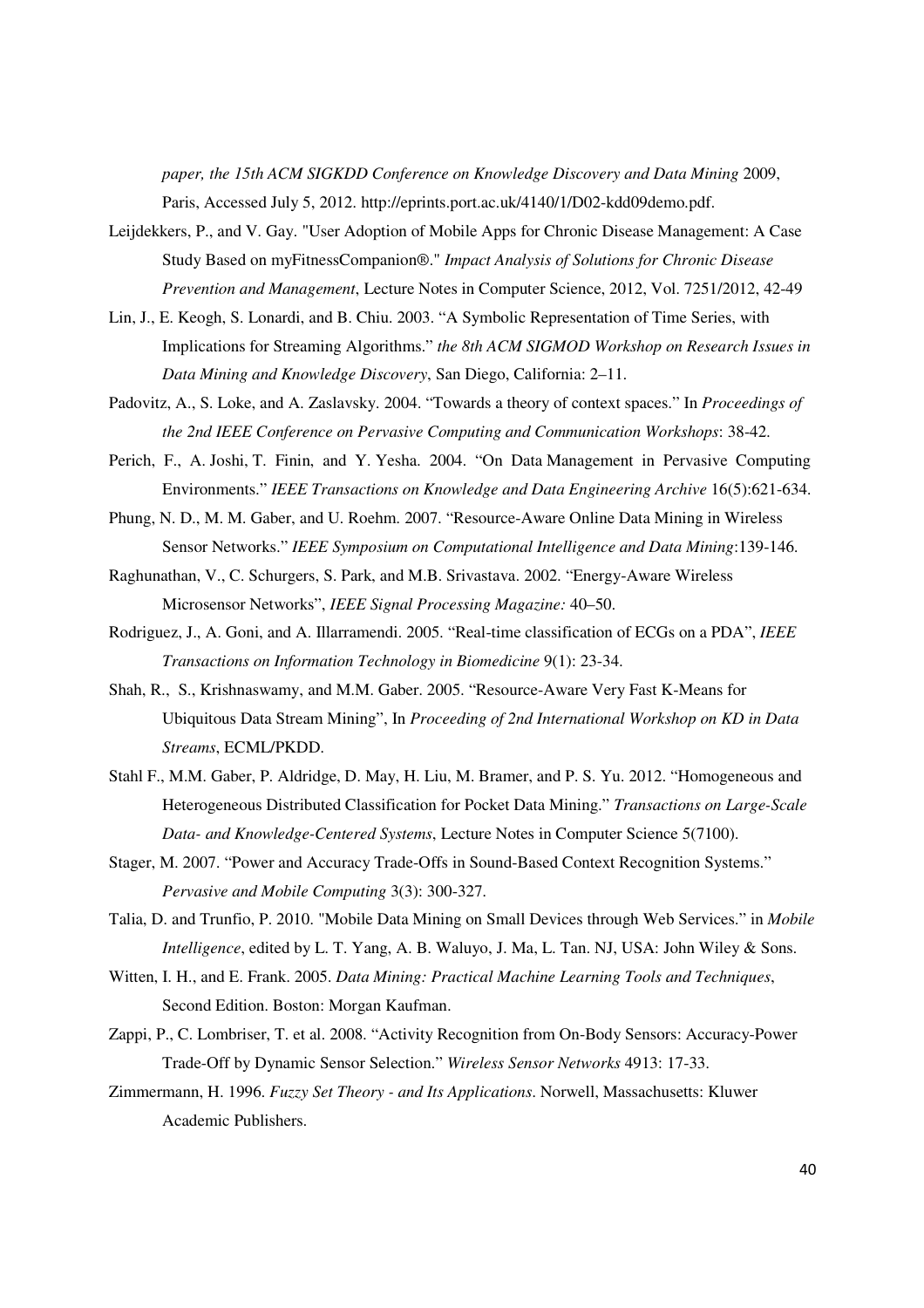*paper, the 15th ACM SIGKDD Conference on Knowledge Discovery and Data Mining* 2009, Paris, Accessed July 5, 2012. http://eprints.port.ac.uk/4140/1/D02-kdd09demo.pdf.

Leijdekkers, P., and V. Gay. "User Adoption of Mobile Apps for Chronic Disease Management: A Case Study Based on myFitnessCompanion®." *Impact Analysis of Solutions for Chronic Disease Prevention and Management*, Lecture Notes in Computer Science, 2012, Vol. 7251/2012, 42-49

Lin, J., E. Keogh, S. Lonardi, and B. Chiu. 2003. "A Symbolic Representation of Time Series, with Implications for Streaming Algorithms." *the 8th ACM SIGMOD Workshop on Research Issues in Data Mining and Knowledge Discovery*, San Diego, California: 2–11.

Padovitz, A., S. Loke, and A. Zaslavsky. 2004. "Towards a theory of context spaces." In *Proceedings of the 2nd IEEE Conference on Pervasive Computing and Communication Workshops*: 38-42.

Perich, F., A. Joshi, T. Finin, and Y. Yesha. 2004. "On Data Management in Pervasive Computing Environments." *IEEE Transactions on Knowledge and Data Engineering Archive* 16(5):621-634.

Phung, N. D., M. M. Gaber, and U. Roehm. 2007. "Resource-Aware Online Data Mining in Wireless Sensor Networks." *IEEE Symposium on Computational Intelligence and Data Mining*:139-146.

Raghunathan, V., C. Schurgers, S. Park, and M.B. Srivastava. 2002. "Energy-Aware Wireless Microsensor Networks", *IEEE Signal Processing Magazine:* 40–50.

Rodriguez, J., A. Goni, and A. Illarramendi. 2005. "Real-time classification of ECGs on a PDA", *IEEE Transactions on Information Technology in Biomedicine* 9(1): 23-34.

Shah, R., S., Krishnaswamy, and M.M. Gaber. 2005. "Resource-Aware Very Fast K-Means for Ubiquitous Data Stream Mining", In *Proceeding of 2nd International Workshop on KD in Data Streams*, ECML/PKDD.

Stahl F., M.M. Gaber, P. Aldridge, D. May, H. Liu, M. Bramer, and P. S. Yu. 2012. "Homogeneous and Heterogeneous Distributed Classification for Pocket Data Mining." *Transactions on Large-Scale Data- and Knowledge-Centered Systems*, Lecture Notes in Computer Science 5(7100).

Stager, M. 2007. "Power and Accuracy Trade-Offs in Sound-Based Context Recognition Systems." *Pervasive and Mobile Computing* 3(3): 300-327.

Talia, D. and Trunfio, P. 2010. "Mobile Data Mining on Small Devices through Web Services." in *Mobile Intelligence*, edited by L. T. Yang, A. B. Waluyo, J. Ma, L. Tan. NJ, USA: John Wiley & Sons.

Witten, I. H., and E. Frank. 2005. *Data Mining: Practical Machine Learning Tools and Techniques*, Second Edition. Boston: Morgan Kaufman.

Zappi, P., C. Lombriser, T. et al. 2008. "Activity Recognition from On-Body Sensors: Accuracy-Power Trade-Off by Dynamic Sensor Selection." *Wireless Sensor Networks* 4913: 17-33.

Zimmermann, H. 1996. *Fuzzy Set Theory - and Its Applications*. Norwell, Massachusetts: Kluwer Academic Publishers.